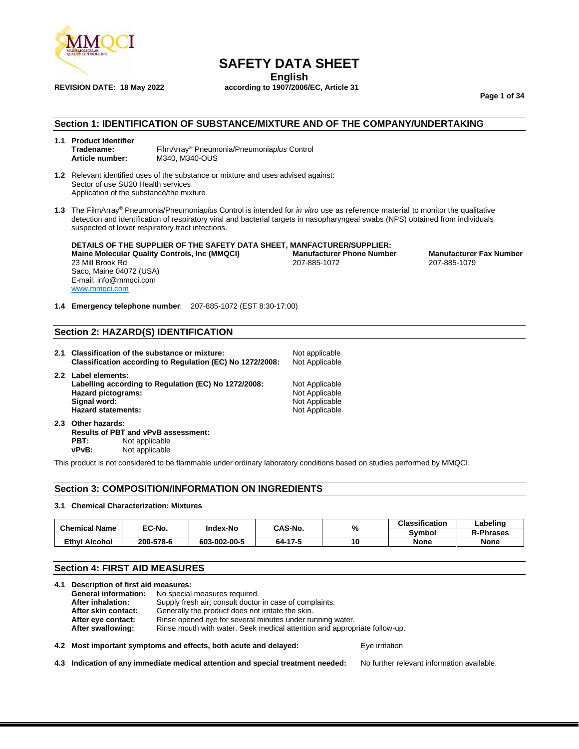# SAFETY DATA SHEET

**English**

**REVISION DATE: 18 May 2022** **according to 1907/2006/EC, Article 31**

## Section 1: IDENTIFICATION OF SUBSTANCE/MIXTURE AND OF THE COMPANY/UNDERTAKING

**1.1 Product Identifier**

**Tradename:** FilmArray® Pneumonia/Pneumonia*plus* Control
**Article number:** M340, M340-OUS

**1.2** Relevant identified uses of the substance or mixture and uses advised against:
Sector of use SU20 Health services
Application of the substance/the mixture

**1.3** The FilmArray® Pneumonia/Pneumonia*plus* Control is intended for *in vitro* use as reference material to monitor the qualitative detection and identification of respiratory viral and bacterial targets in nasopharyngeal swabs (NPS) obtained from individuals suspected of lower respiratory tract infections.

**DETAILS OF THE SUPPLIER OF THE SAFETY DATA SHEET, MANFACTURER/SUPPLIER:**

**Maine Molecular Quality Controls, Inc (MMQCI)**
23 Mill Brook Rd
Saco, Maine 04072 (USA)
E-mail: info@mmqci.com
www.mmqci.com

**Manufacturer Phone Number**
207-885-1072

**Manufacturer Fax Number**
207-885-1079

**1.4 Emergency telephone number**: 207-885-1072 (EST 8:30-17:00)

## Section 2: HAZARD(S) IDENTIFICATION

**2.1 Classification of the substance or mixture:** Not applicable
**Classification according to Regulation (EC) No 1272/2008:** Not Applicable

**2.2 Label elements:**
**Labelling according to Regulation (EC) No 1272/2008:** Not Applicable
**Hazard pictograms:** Not Applicable
**Signal word:** Not Applicable
**Hazard statements:** Not Applicable

**2.3 Other hazards:**
**Results of PBT and vPvB assessment:**
**PBT:** Not applicable
**vPvB:** Not applicable

This product is not considered to be flammable under ordinary laboratory conditions based on studies performed by MMQCI.

## Section 3: COMPOSITION/INFORMATION ON INGREDIENTS

**3.1 Chemical Characterization: Mixtures**

| Chemical Name | EC-No. | Index-No | CAS-No. | % | Classification Symbol | Labeling R-Phrases |
|---|---|---|---|---|---|---|
| **Ethyl Alcohol** | **200-578-6** | **603-002-00-5** | **64-17-5** | **10** | **None** | **None** |

## Section 4: FIRST AID MEASURES

**4.1 Description of first aid measures:**

**General information:** No special measures required.
**After inhalation:** Supply fresh air; consult doctor in case of complaints.
**After skin contact:** Generally the product does not irritate the skin.
**After eye contact:** Rinse opened eye for several minutes under running water.
**After swallowing:** Rinse mouth with water. Seek medical attention and appropriate follow-up.

**4.2 Most important symptoms and effects, both acute and delayed:** Eye irritation

**4.3 Indication of any immediate medical attention and special treatment needed:** No further relevant information available.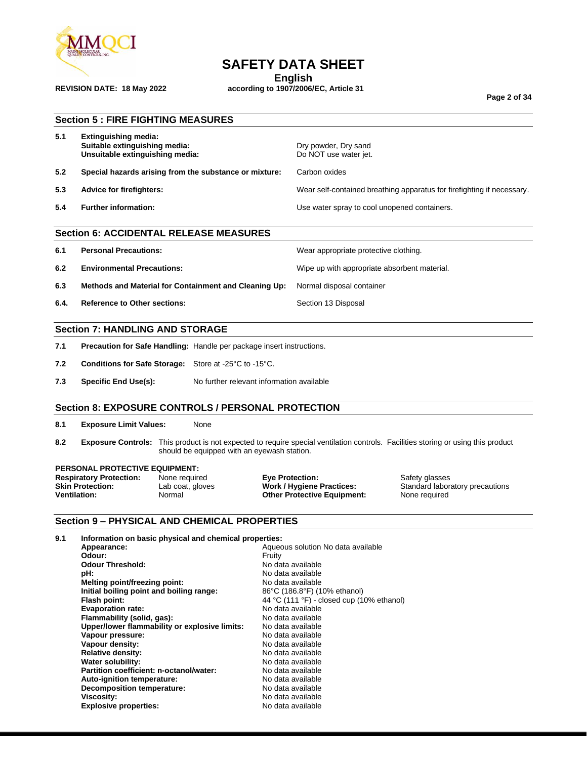## Section 5 : FIRE FIGHTING MEASURES

| | | |
|---|---|---|
| 5.1 | **Extinguishing media:** | |
| | **Suitable extinguishing media:** | Dry powder, Dry sand |
| | **Unsuitable extinguishing media:** | Do NOT use water jet. |
| 5.2 | **Special hazards arising from the substance or mixture:** | Carbon oxides |
| 5.3 | **Advice for firefighters:** | Wear self-contained breathing apparatus for firefighting if necessary. |
| 5.4 | **Further information:** | Use water spray to cool unopened containers. |

## Section 6: ACCIDENTAL RELEASE MEASURES

| | | |
|---|---|---|
| 6.1 | **Personal Precautions:** | Wear appropriate protective clothing. |
| 6.2 | **Environmental Precautions:** | Wipe up with appropriate absorbent material. |
| 6.3 | **Methods and Material for Containment and Cleaning Up:** | Normal disposal container |
| 6.4. | **Reference to Other sections:** | Section 13 Disposal |

## Section 7: HANDLING AND STORAGE

| | | |
|---|---|---|
| 7.1 | **Precaution for Safe Handling:** | Handle per package insert instructions. |
| 7.2 | **Conditions for Safe Storage:** | Store at -25°C to -15°C. |
| 7.3 | **Specific End Use(s):** | No further relevant information available |

## Section 8: EXPOSURE CONTROLS / PERSONAL PROTECTION

**8.1 Exposure Limit Values:** None

**8.2 Exposure Controls:** This product is not expected to require special ventilation controls. Facilities storing or using this product should be equipped with an eyewash station.

**PERSONAL PROTECTIVE EQUIPMENT:**

| | | | |
|---|---|---|---|
| **Respiratory Protection:** | None required | **Eye Protection:** | Safety glasses |
| **Skin Protection:** | Lab coat, gloves | **Work / Hygiene Practices:** | Standard laboratory precautions |
| **Ventilation:** | Normal | **Other Protective Equipment:** | None required |

## Section 9 – PHYSICAL AND CHEMICAL PROPERTIES

**9.1 Information on basic physical and chemical properties:**

| | |
|---|---|
| **Appearance:** | Aqueous solution No data available |
| **Odour:** | Fruity |
| **Odour Threshold:** | No data available |
| **pH:** | No data available |
| **Melting point/freezing point:** | No data available |
| **Initial boiling point and boiling range:** | 86°C (186.8°F) (10% ethanol) |
| **Flash point:** | 44 °C (111 °F) - closed cup (10% ethanol) |
| **Evaporation rate:** | No data available |
| **Flammability (solid, gas):** | No data available |
| **Upper/lower flammability or explosive limits:** | No data available |
| **Vapour pressure:** | No data available |
| **Vapour density:** | No data available |
| **Relative density:** | No data available |
| **Water solubility:** | No data available |
| **Partition coefficient: n-octanol/water:** | No data available |
| **Auto-ignition temperature:** | No data available |
| **Decomposition temperature:** | No data available |
| **Viscosity:** | No data available |
| **Explosive properties:** | No data available |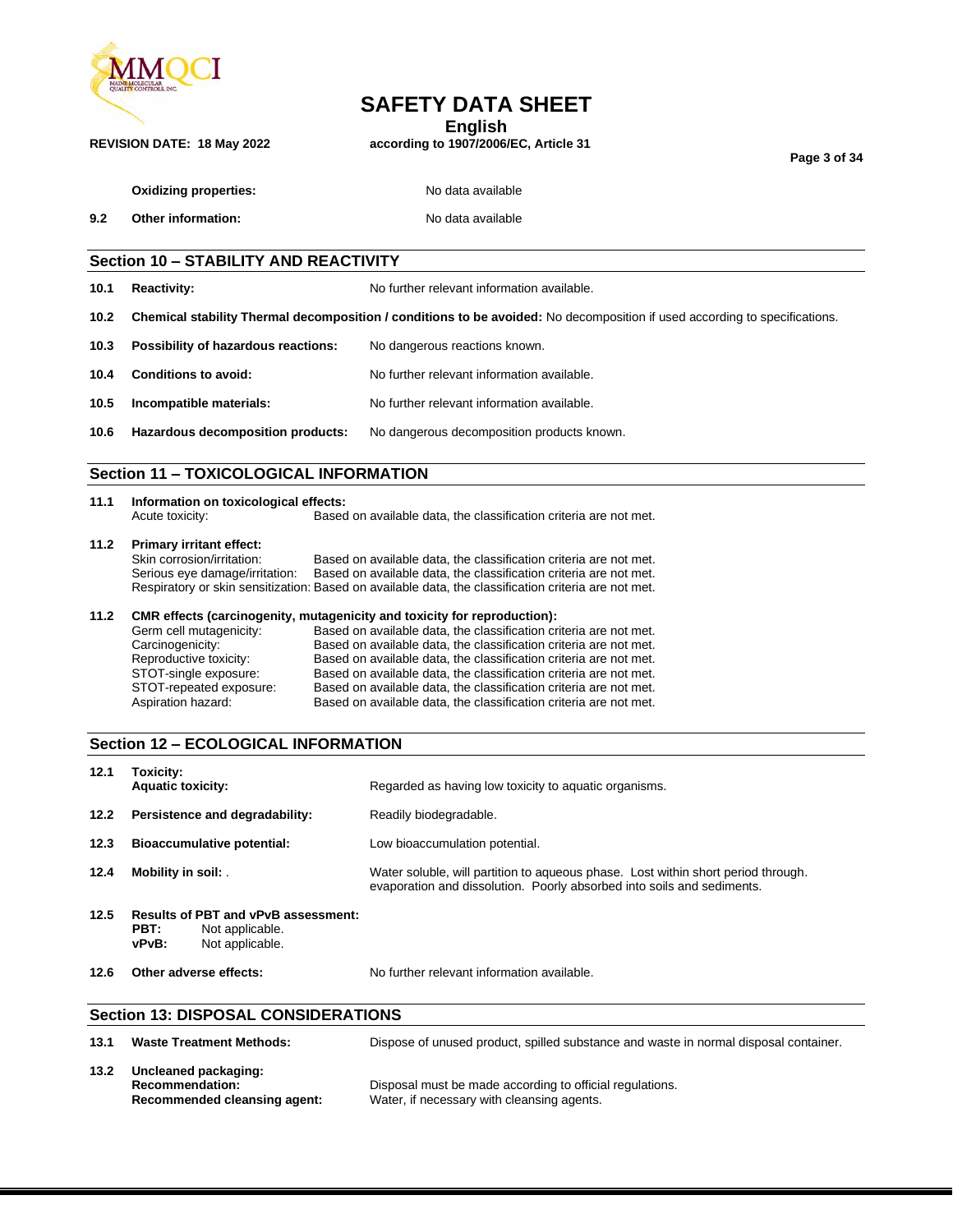**Oxidizing properties:** No data available

**9.2 Other information:** No data available

## Section 10 – STABILITY AND REACTIVITY

**10.1 Reactivity:** No further relevant information available.

**10.2 Chemical stability Thermal decomposition / conditions to be avoided:** No decomposition if used according to specifications.

**10.3 Possibility of hazardous reactions:** No dangerous reactions known.

**10.4 Conditions to avoid:** No further relevant information available.

**10.5 Incompatible materials:** No further relevant information available.

**10.6 Hazardous decomposition products:** No dangerous decomposition products known.

## Section 11 – TOXICOLOGICAL INFORMATION

**11.1 Information on toxicological effects:**

Acute toxicity: Based on available data, the classification criteria are not met.

**11.2 Primary irritant effect:**

Skin corrosion/irritation: Based on available data, the classification criteria are not met.
Serious eye damage/irritation: Based on available data, the classification criteria are not met.
Respiratory or skin sensitization: Based on available data, the classification criteria are not met.

**11.2 CMR effects (carcinogenity, mutagenicity and toxicity for reproduction):**

Germ cell mutagenicity: Based on available data, the classification criteria are not met.
Carcinogenicity: Based on available data, the classification criteria are not met.
Reproductive toxicity: Based on available data, the classification criteria are not met.
STOT-single exposure: Based on available data, the classification criteria are not met.
STOT-repeated exposure: Based on available data, the classification criteria are not met.
Aspiration hazard: Based on available data, the classification criteria are not met.

## Section 12 – ECOLOGICAL INFORMATION

**12.1 Toxicity:**
**Aquatic toxicity:** Regarded as having low toxicity to aquatic organisms.

**12.2 Persistence and degradability:** Readily biodegradable.

**12.3 Bioaccumulative potential:** Low bioaccumulation potential.

**12.4 Mobility in soil:** . Water soluble, will partition to aqueous phase. Lost within short period through. evaporation and dissolution. Poorly absorbed into soils and sediments.

**12.5 Results of PBT and vPvB assessment:**
**PBT:** Not applicable.
**vPvB:** Not applicable.

**12.6 Other adverse effects:** No further relevant information available.

## Section 13: DISPOSAL CONSIDERATIONS

**13.1 Waste Treatment Methods:** Dispose of unused product, spilled substance and waste in normal disposal container.

**13.2 Uncleaned packaging:**
**Recommendation:** Disposal must be made according to official regulations.
**Recommended cleansing agent:** Water, if necessary with cleansing agents.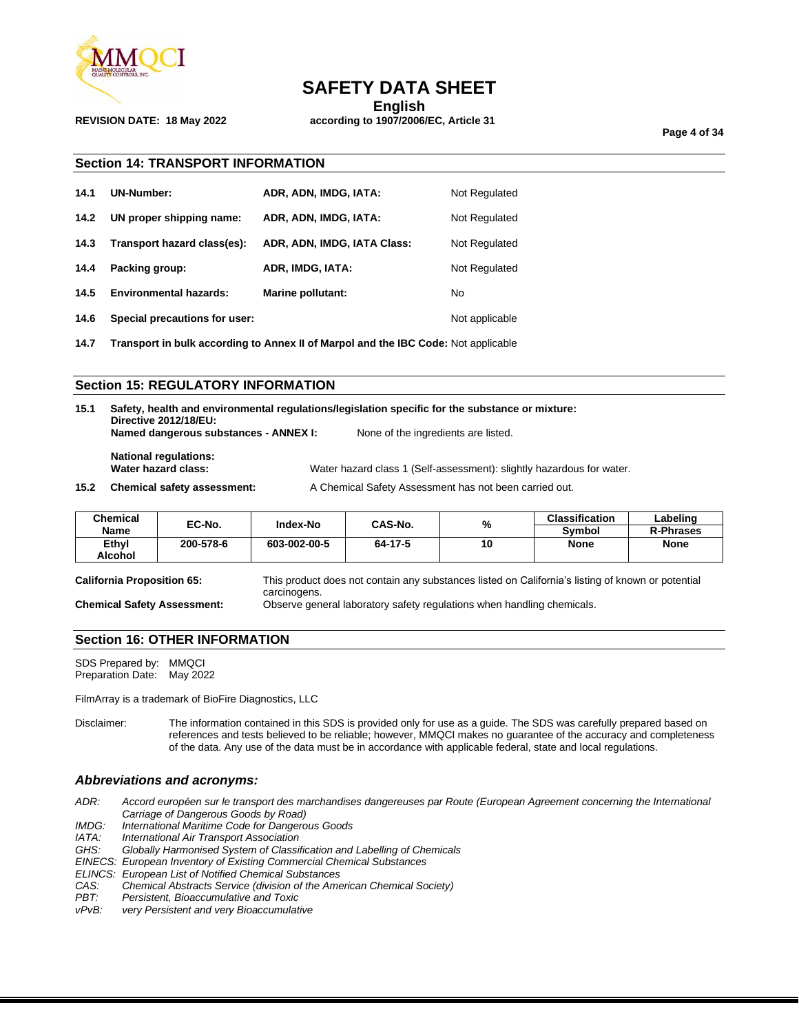## Section 14: TRANSPORT INFORMATION

| | | | |
|---|---|---|---|
| **14.1** | **UN-Number:** | **ADR, ADN, IMDG, IATA:** | Not Regulated |
| **14.2** | **UN proper shipping name:** | **ADR, ADN, IMDG, IATA:** | Not Regulated |
| **14.3** | **Transport hazard class(es):** | **ADR, ADN, IMDG, IATA Class:** | Not Regulated |
| **14.4** | **Packing group:** | **ADR, IMDG, IATA:** | Not Regulated |
| **14.5** | **Environmental hazards:** | **Marine pollutant:** | No |
| **14.6** | **Special precautions for user:** | | Not applicable |

**14.7 Transport in bulk according to Annex II of Marpol and the IBC Code:** Not applicable

## Section 15: REGULATORY INFORMATION

**15.1 Safety, health and environmental regulations/legislation specific for the substance or mixture:**

**Directive 2012/18/EU:**

**Named dangerous substances - ANNEX I:** None of the ingredients are listed.

**National regulations:**

**Water hazard class:** Water hazard class 1 (Self-assessment): slightly hazardous for water.

**15.2 Chemical safety assessment:** A Chemical Safety Assessment has not been carried out.

| Chemical Name | EC-No. | Index-No | CAS-No. | % | Classification Symbol | Labeling R-Phrases |
|---|---|---|---|---|---|---|
| Ethyl Alcohol | 200-578-6 | 603-002-00-5 | 64-17-5 | 10 | None | None |

**California Proposition 65:** This product does not contain any substances listed on California's listing of known or potential carcinogens.

**Chemical Safety Assessment:** Observe general laboratory safety regulations when handling chemicals.

## Section 16: OTHER INFORMATION

SDS Prepared by: MMQCI
Preparation Date: May 2022

FilmArray is a trademark of BioFire Diagnostics, LLC

Disclaimer: The information contained in this SDS is provided only for use as a guide. The SDS was carefully prepared based on references and tests believed to be reliable; however, MMQCI makes no guarantee of the accuracy and completeness of the data. Any use of the data must be in accordance with applicable federal, state and local regulations.

### *Abbreviations and acronyms:*

*ADR: Accord européen sur le transport des marchandises dangereuses par Route (European Agreement concerning the International Carriage of Dangerous Goods by Road)*
*IMDG: International Maritime Code for Dangerous Goods*
*IATA: International Air Transport Association*
*GHS: Globally Harmonised System of Classification and Labelling of Chemicals*
*EINECS: European Inventory of Existing Commercial Chemical Substances*
*ELINCS: European List of Notified Chemical Substances*
*CAS: Chemical Abstracts Service (division of the American Chemical Society)*
*PBT: Persistent, Bioaccumulative and Toxic*
*vPvB: very Persistent and very Bioaccumulative*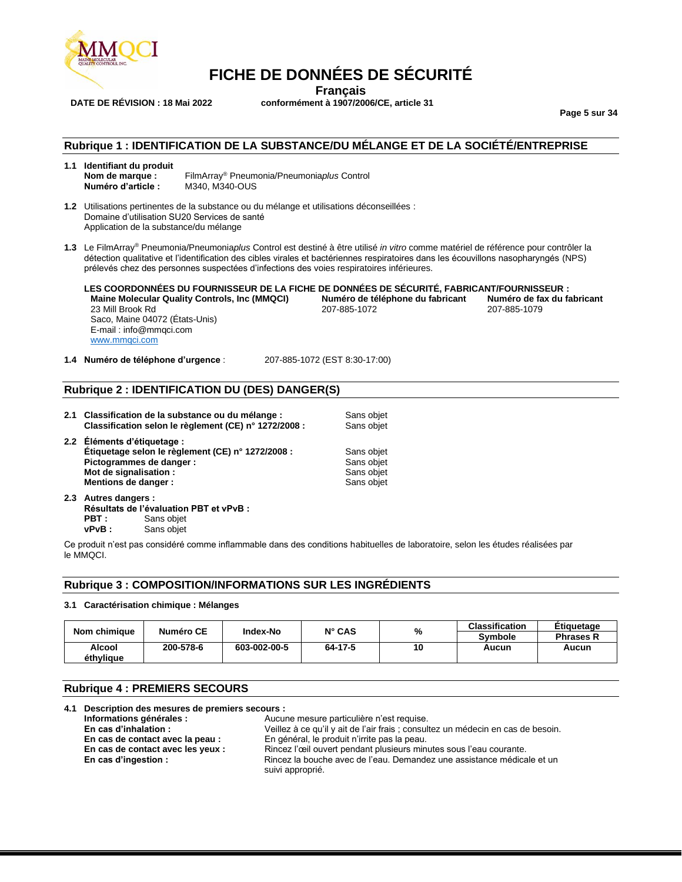## Rubrique 1 : IDENTIFICATION DE LA SUBSTANCE/DU MÉLANGE ET DE LA SOCIÉTÉ/ENTREPRISE

**1.1 Identifiant du produit**

**Nom de marque :** FilmArray® Pneumonia/Pneumonia*plus* Control
**Numéro d'article :** M340, M340-OUS

**1.2** Utilisations pertinentes de la substance ou du mélange et utilisations déconseillées :
Domaine d'utilisation SU20 Services de santé
Application de la substance/du mélange

**1.3** Le FilmArray® Pneumonia/Pneumonia*plus* Control est destiné à être utilisé *in vitro* comme matériel de référence pour contrôler la détection qualitative et l'identification des cibles virales et bactériennes respiratoires dans les écouvillons nasopharyngés (NPS) prélevés chez des personnes suspectées d'infections des voies respiratoires inférieures.

**LES COORDONNÉES DU FOURNISSEUR DE LA FICHE DE DONNÉES DE SÉCURITÉ, FABRICANT/FOURNISSEUR :**

**Maine Molecular Quality Controls, Inc (MMQCI)**
23 Mill Brook Rd
Saco, Maine 04072 (États-Unis)
E-mail : info@mmqci.com
www.mmqci.com

**Numéro de téléphone du fabricant** 207-885-1072

**Numéro de fax du fabricant** 207-885-1079

**1.4 Numéro de téléphone d'urgence** : 207-885-1072 (EST 8:30-17:00)

## Rubrique 2 : IDENTIFICATION DU (DES) DANGER(S)

**2.1 Classification de la substance ou du mélange :** Sans objet
**Classification selon le règlement (CE) n° 1272/2008 :** Sans objet

**2.2 Éléments d'étiquetage :**
**Étiquetage selon le règlement (CE) n° 1272/2008 :** Sans objet
**Pictogrammes de danger :** Sans objet
**Mot de signalisation :** Sans objet
**Mentions de danger :** Sans objet

**2.3 Autres dangers :**
**Résultats de l'évaluation PBT et vPvB :**
**PBT :** Sans objet
**vPvB :** Sans objet

Ce produit n'est pas considéré comme inflammable dans des conditions habituelles de laboratoire, selon les études réalisées par le MMQCI.

## Rubrique 3 : COMPOSITION/INFORMATIONS SUR LES INGRÉDIENTS

**3.1 Caractérisation chimique : Mélanges**

| Nom chimique | Numéro CE | Index-No | N° CAS | % | Classification | Étiquetage |
|---|---|---|---|---|---|---|
| | | | | | Symbole | Phrases R |
| Alcool éthylique | 200-578-6 | 603-002-00-5 | 64-17-5 | 10 | Aucun | Aucun |

## Rubrique 4 : PREMIERS SECOURS

**4.1 Description des mesures de premiers secours :**

**Informations générales :** Aucune mesure particulière n'est requise.
**En cas d'inhalation :** Veillez à ce qu'il y ait de l'air frais ; consultez un médecin en cas de besoin.
**En cas de contact avec la peau :** En général, le produit n'irrite pas la peau.
**En cas de contact avec les yeux :** Rincez l'œil ouvert pendant plusieurs minutes sous l'eau courante.
**En cas d'ingestion :** Rincez la bouche avec de l'eau. Demandez une assistance médicale et un suivi approprié.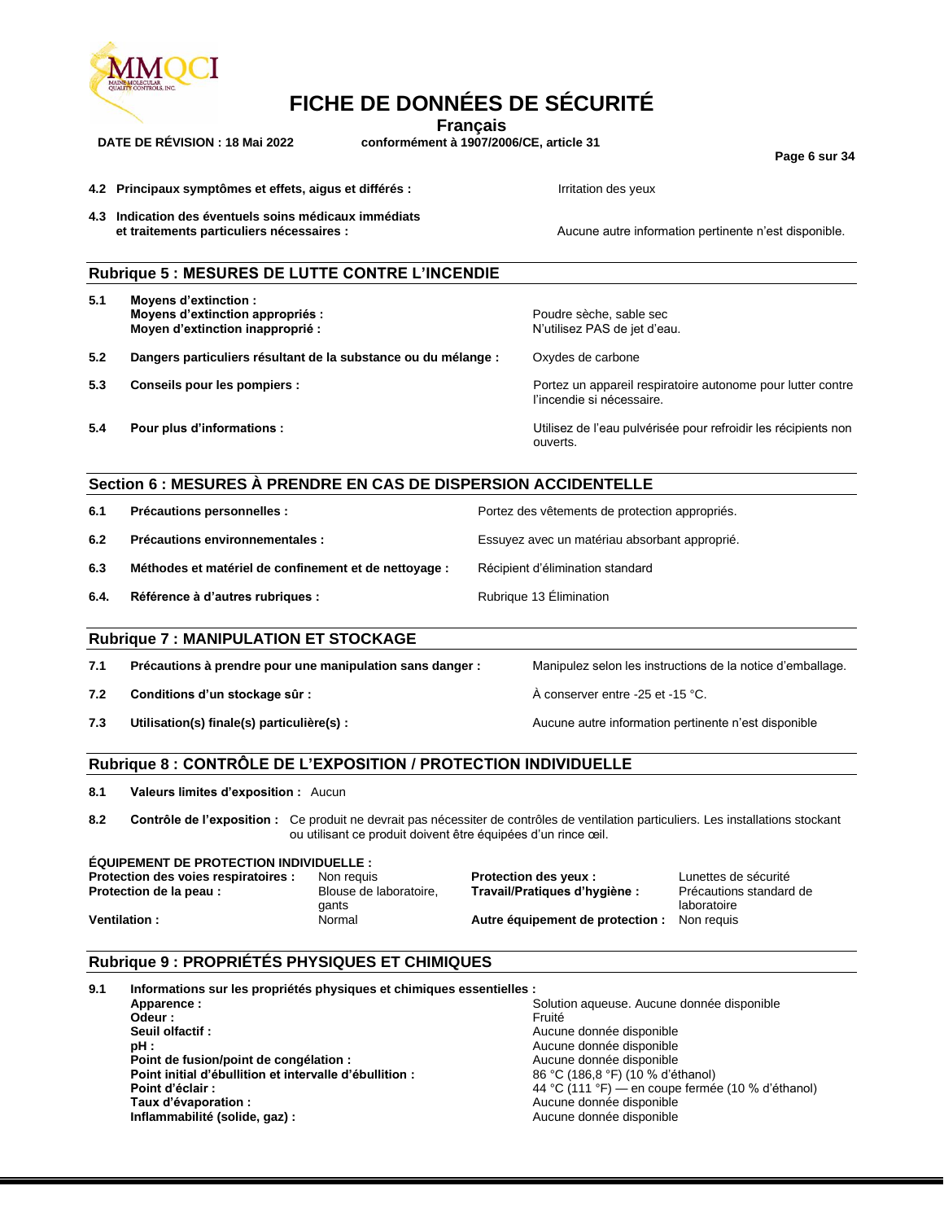**4.2 Principaux symptômes et effets, aigus et différés :** Irritation des yeux

**4.3 Indication des éventuels soins médicaux immédiats et traitements particuliers nécessaires :** Aucune autre information pertinente n'est disponible.

## Rubrique 5 : MESURES DE LUTTE CONTRE L'INCENDIE

| | | |
|---|---|---|
| **5.1** | **Moyens d'extinction :** | |
| | **Moyens d'extinction appropriés :** | Poudre sèche, sable sec |
| | **Moyen d'extinction inapproprié :** | N'utilisez PAS de jet d'eau. |
| **5.2** | **Dangers particuliers résultant de la substance ou du mélange :** | Oxydes de carbone |
| **5.3** | **Conseils pour les pompiers :** | Portez un appareil respiratoire autonome pour lutter contre l'incendie si nécessaire. |
| **5.4** | **Pour plus d'informations :** | Utilisez de l'eau pulvérisée pour refroidir les récipients non ouverts. |

## Section 6 : MESURES À PRENDRE EN CAS DE DISPERSION ACCIDENTELLE

| | | |
|---|---|---|
| **6.1** | **Précautions personnelles :** | Portez des vêtements de protection appropriés. |
| **6.2** | **Précautions environnementales :** | Essuyez avec un matériau absorbant approprié. |
| **6.3** | **Méthodes et matériel de confinement et de nettoyage :** | Récipient d'élimination standard |
| **6.4.** | **Référence à d'autres rubriques :** | Rubrique 13 Élimination |

## Rubrique 7 : MANIPULATION ET STOCKAGE

| | | |
|---|---|---|
| **7.1** | **Précautions à prendre pour une manipulation sans danger :** | Manipulez selon les instructions de la notice d'emballage. |
| **7.2** | **Conditions d'un stockage sûr :** | À conserver entre -25 et -15 °C. |
| **7.3** | **Utilisation(s) finale(s) particulière(s) :** | Aucune autre information pertinente n'est disponible |

## Rubrique 8 : CONTRÔLE DE L'EXPOSITION / PROTECTION INDIVIDUELLE

**8.1 Valeurs limites d'exposition :** Aucun

**8.2 Contrôle de l'exposition :** Ce produit ne devrait pas nécessiter de contrôles de ventilation particuliers. Les installations stockant ou utilisant ce produit doivent être équipées d'un rince œil.

**ÉQUIPEMENT DE PROTECTION INDIVIDUELLE :**

| | | | |
|---|---|---|---|
| **Protection des voies respiratoires :** | Non requis | **Protection des yeux :** | Lunettes de sécurité |
| **Protection de la peau :** | Blouse de laboratoire, gants | **Travail/Pratiques d'hygiène :** | Précautions standard de laboratoire |
| **Ventilation :** | Normal | **Autre équipement de protection :** | Non requis |

## Rubrique 9 : PROPRIÉTÉS PHYSIQUES ET CHIMIQUES

**9.1 Informations sur les propriétés physiques et chimiques essentielles :**

| | |
|---|---|
| **Apparence :** | Solution aqueuse. Aucune donnée disponible |
| **Odeur :** | Fruité |
| **Seuil olfactif :** | Aucune donnée disponible |
| **pH :** | Aucune donnée disponible |
| **Point de fusion/point de congélation :** | Aucune donnée disponible |
| **Point initial d'ébullition et intervalle d'ébullition :** | 86 °C (186,8 °F) (10 % d'éthanol) |
| **Point d'éclair :** | 44 °C (111 °F) — en coupe fermée (10 % d'éthanol) |
| **Taux d'évaporation :** | Aucune donnée disponible |
| **Inflammabilité (solide, gaz) :** | Aucune donnée disponible |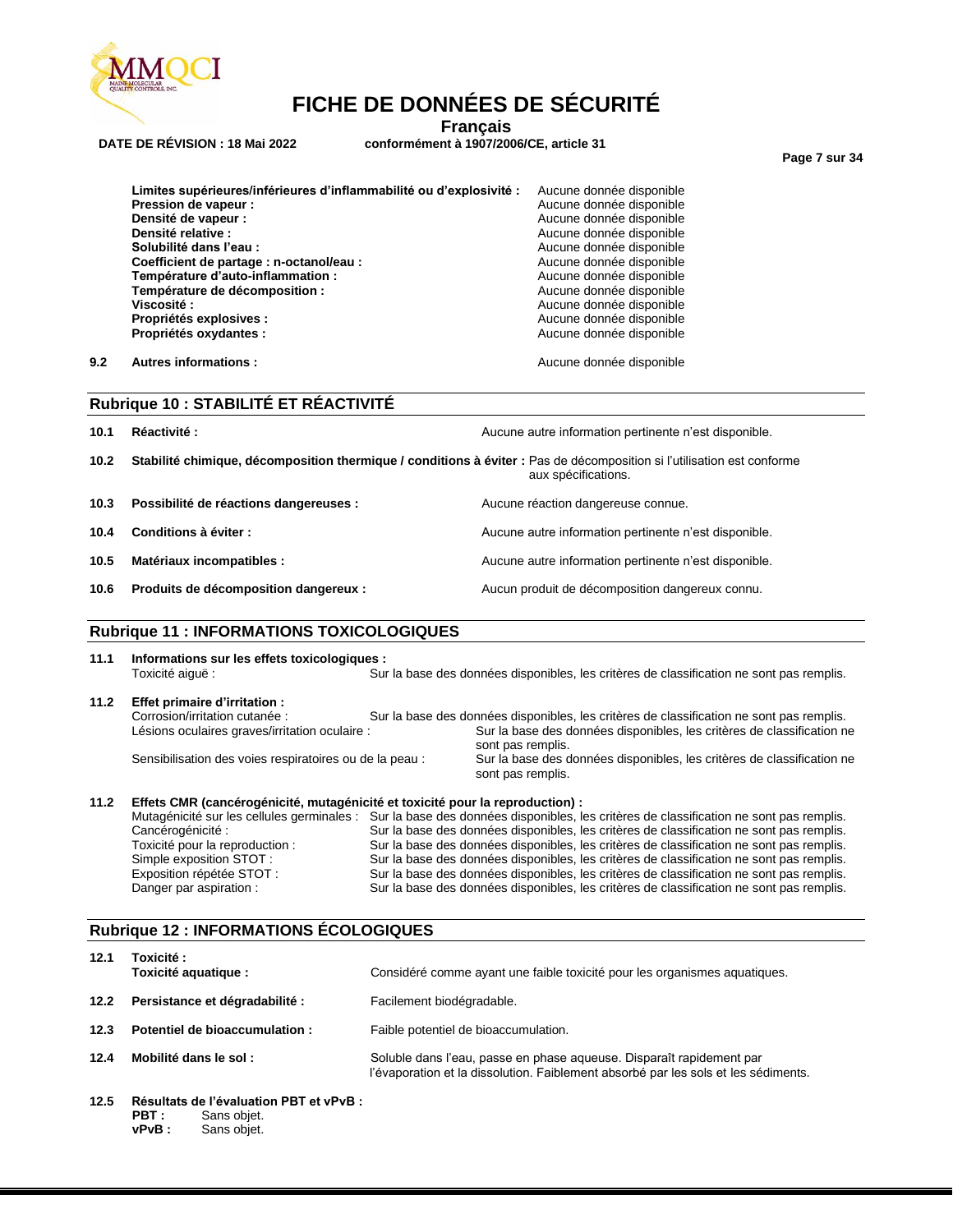| | |
|---|---|
| **Limites supérieures/inférieures d'inflammabilité ou d'explosivité :** | Aucune donnée disponible |
| **Pression de vapeur :** | Aucune donnée disponible |
| **Densité de vapeur :** | Aucune donnée disponible |
| **Densité relative :** | Aucune donnée disponible |
| **Solubilité dans l'eau :** | Aucune donnée disponible |
| **Coefficient de partage : n-octanol/eau :** | Aucune donnée disponible |
| **Température d'auto-inflammation :** | Aucune donnée disponible |
| **Température de décomposition :** | Aucune donnée disponible |
| **Viscosité :** | Aucune donnée disponible |
| **Propriétés explosives :** | Aucune donnée disponible |
| **Propriétés oxydantes :** | Aucune donnée disponible |

**9.2 Autres informations :** Aucune donnée disponible

## Rubrique 10 : STABILITÉ ET RÉACTIVITÉ

**10.1 Réactivité :** Aucune autre information pertinente n'est disponible.

**10.2 Stabilité chimique, décomposition thermique / conditions à éviter :** Pas de décomposition si l'utilisation est conforme aux spécifications.

**10.3 Possibilité de réactions dangereuses :** Aucune réaction dangereuse connue.

**10.4 Conditions à éviter :** Aucune autre information pertinente n'est disponible.

**10.5 Matériaux incompatibles :** Aucune autre information pertinente n'est disponible.

**10.6 Produits de décomposition dangereux :** Aucun produit de décomposition dangereux connu.

## Rubrique 11 : INFORMATIONS TOXICOLOGIQUES

**11.1 Informations sur les effets toxicologiques :**

Toxicité aiguë : Sur la base des données disponibles, les critères de classification ne sont pas remplis.

**11.2 Effet primaire d'irritation :**

Corrosion/irritation cutanée : Sur la base des données disponibles, les critères de classification ne sont pas remplis.

Lésions oculaires graves/irritation oculaire : Sur la base des données disponibles, les critères de classification ne sont pas remplis.

Sensibilisation des voies respiratoires ou de la peau : Sur la base des données disponibles, les critères de classification ne sont pas remplis.

**11.2 Effets CMR (cancérogénicité, mutagénicité et toxicité pour la reproduction) :**

Mutagénicité sur les cellules germinales : Sur la base des données disponibles, les critères de classification ne sont pas remplis.

Cancérogénicité : Sur la base des données disponibles, les critères de classification ne sont pas remplis.

Toxicité pour la reproduction : Sur la base des données disponibles, les critères de classification ne sont pas remplis.

Simple exposition STOT : Sur la base des données disponibles, les critères de classification ne sont pas remplis.

Exposition répétée STOT : Sur la base des données disponibles, les critères de classification ne sont pas remplis.

Danger par aspiration : Sur la base des données disponibles, les critères de classification ne sont pas remplis.

## Rubrique 12 : INFORMATIONS ÉCOLOGIQUES

**12.1 Toxicité :**

**Toxicité aquatique :** Considéré comme ayant une faible toxicité pour les organismes aquatiques.

**12.2 Persistance et dégradabilité :** Facilement biodégradable.

**12.3 Potentiel de bioaccumulation :** Faible potentiel de bioaccumulation.

**12.4 Mobilité dans le sol :** Soluble dans l'eau, passe en phase aqueuse. Disparaît rapidement par l'évaporation et la dissolution. Faiblement absorbé par les sols et les sédiments.

**12.5 Résultats de l'évaluation PBT et vPvB :**

**PBT :** Sans objet.
**vPvB :** Sans objet.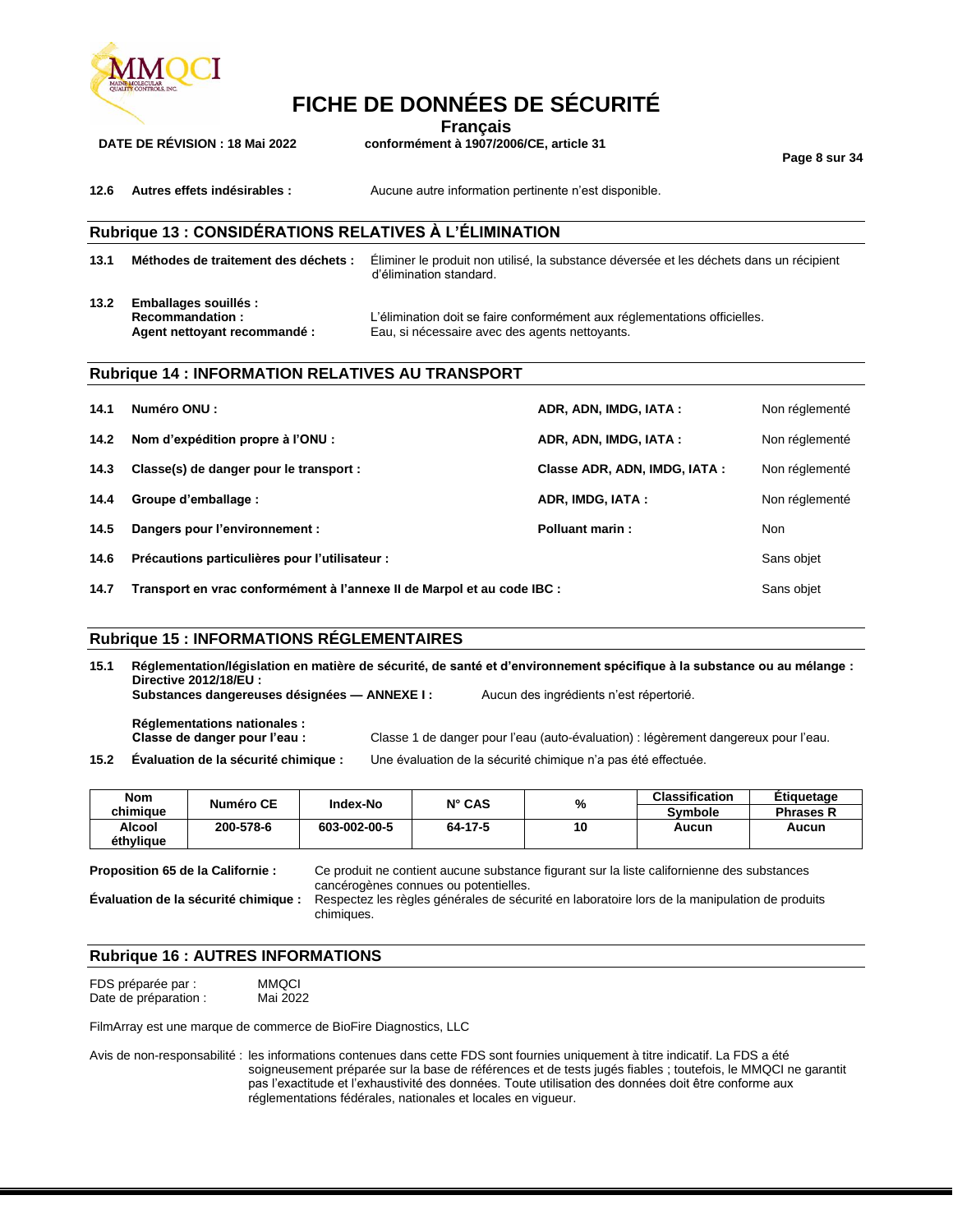**12.6 Autres effets indésirables :** Aucune autre information pertinente n'est disponible.

## Rubrique 13 : CONSIDÉRATIONS RELATIVES À L'ÉLIMINATION

**13.1 Méthodes de traitement des déchets :** Éliminer le produit non utilisé, la substance déversée et les déchets dans un récipient d'élimination standard.

**13.2 Emballages souillés :**
**Recommandation :** L'élimination doit se faire conformément aux réglementations officielles.
**Agent nettoyant recommandé :** Eau, si nécessaire avec des agents nettoyants.

## Rubrique 14 : INFORMATION RELATIVES AU TRANSPORT

| | | | |
|---|---|---|---|
| **14.1** | **Numéro ONU :** | **ADR, ADN, IMDG, IATA :** | Non réglementé |
| **14.2** | **Nom d'expédition propre à l'ONU :** | **ADR, ADN, IMDG, IATA :** | Non réglementé |
| **14.3** | **Classe(s) de danger pour le transport :** | **Classe ADR, ADN, IMDG, IATA :** | Non réglementé |
| **14.4** | **Groupe d'emballage :** | **ADR, IMDG, IATA :** | Non réglementé |
| **14.5** | **Dangers pour l'environnement :** | **Polluant marin :** | Non |
| **14.6** | **Précautions particulières pour l'utilisateur :** | | Sans objet |
| **14.7** | **Transport en vrac conformément à l'annexe II de Marpol et au code IBC :** | | Sans objet |

## Rubrique 15 : INFORMATIONS RÉGLEMENTAIRES

**15.1 Réglementation/législation en matière de sécurité, de santé et d'environnement spécifique à la substance ou au mélange :**
**Directive 2012/18/EU :**
**Substances dangereuses désignées — ANNEXE I :** Aucun des ingrédients n'est répertorié.

**Réglementations nationales :**
**Classe de danger pour l'eau :** Classe 1 de danger pour l'eau (auto-évaluation) : légèrement dangereux pour l'eau.

**15.2 Évaluation de la sécurité chimique :** Une évaluation de la sécurité chimique n'a pas été effectuée.

| Nom chimique | Numéro CE | Index-No | N° CAS | % | Classification Symbole | Étiquetage Phrases R |
|---|---|---|---|---|---|---|
| Alcool éthylique | 200-578-6 | 603-002-00-5 | 64-17-5 | 10 | Aucun | Aucun |

**Proposition 65 de la Californie :** Ce produit ne contient aucune substance figurant sur la liste californienne des substances cancérogènes connues ou potentielles.

**Évaluation de la sécurité chimique :** Respectez les règles générales de sécurité en laboratoire lors de la manipulation de produits chimiques.

## Rubrique 16 : AUTRES INFORMATIONS

FDS préparée par : MMQCI
Date de préparation : Mai 2022

FilmArray est une marque de commerce de BioFire Diagnostics, LLC

Avis de non-responsabilité : les informations contenues dans cette FDS sont fournies uniquement à titre indicatif. La FDS a été soigneusement préparée sur la base de références et de tests jugés fiables ; toutefois, le MMQCI ne garantit pas l'exactitude et l'exhaustivité des données. Toute utilisation des données doit être conforme aux réglementations fédérales, nationales et locales en vigueur.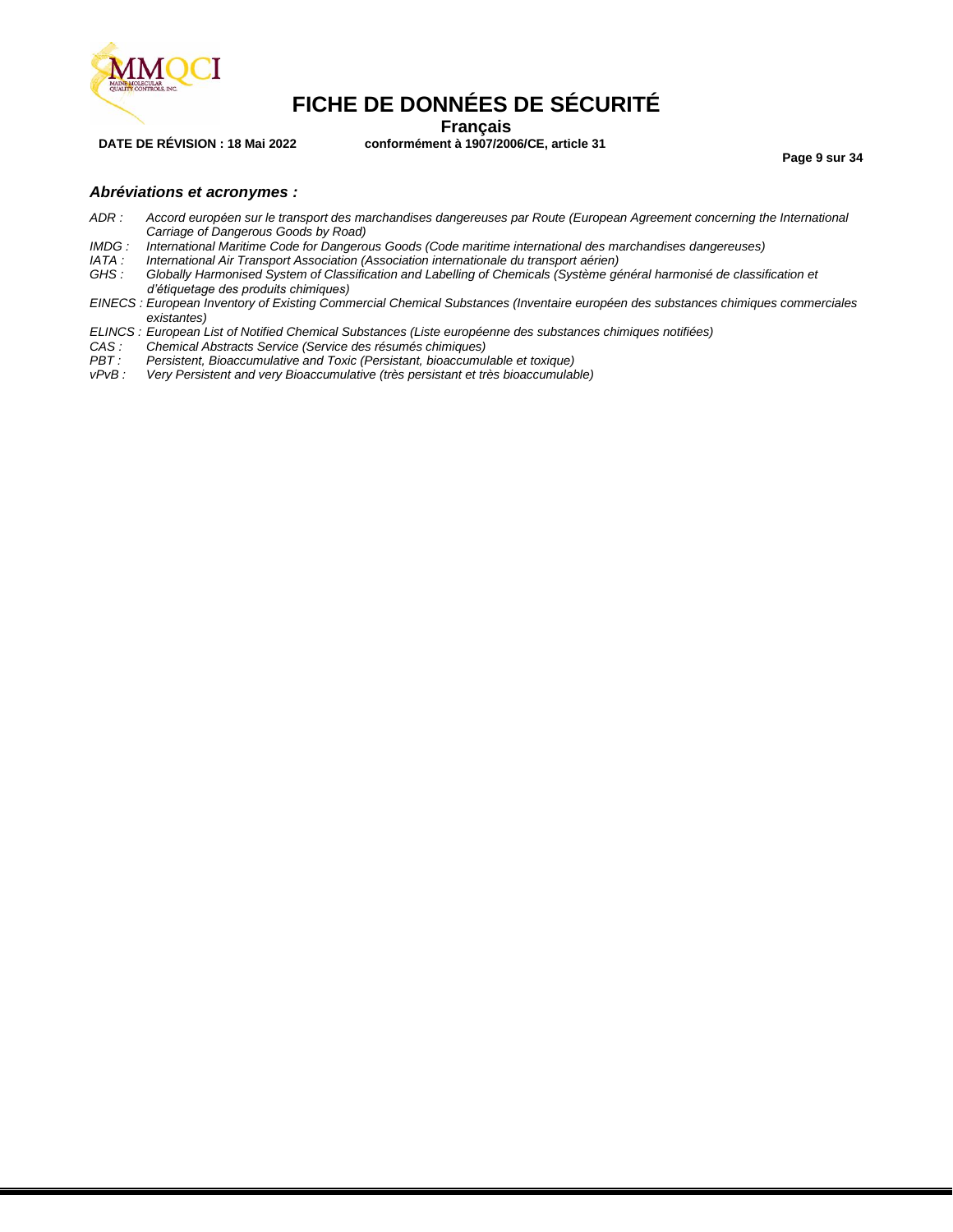### *Abréviations et acronymes :*

*ADR : Accord européen sur le transport des marchandises dangereuses par Route (European Agreement concerning the International Carriage of Dangerous Goods by Road)*
*IMDG : International Maritime Code for Dangerous Goods (Code maritime international des marchandises dangereuses)*
*IATA : International Air Transport Association (Association internationale du transport aérien)*
*GHS : Globally Harmonised System of Classification and Labelling of Chemicals (Système général harmonisé de classification et d'étiquetage des produits chimiques)*
*EINECS : European Inventory of Existing Commercial Chemical Substances (Inventaire européen des substances chimiques commerciales existantes)*
*ELINCS : European List of Notified Chemical Substances (Liste européenne des substances chimiques notifiées)*
*CAS : Chemical Abstracts Service (Service des résumés chimiques)*
*PBT : Persistent, Bioaccumulative and Toxic (Persistant, bioaccumulable et toxique)*
*vPvB : Very Persistent and very Bioaccumulative (très persistant et très bioaccumulable)*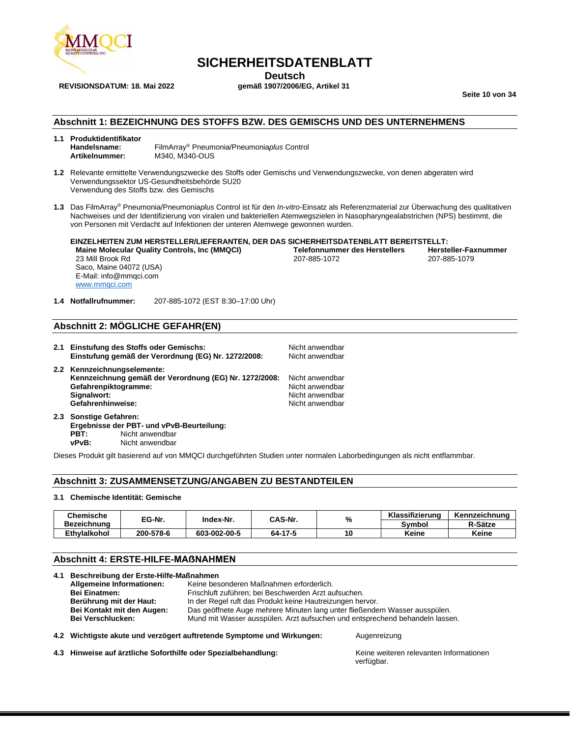# SICHERHEITSDATENBLATT

**Deutsch**

**REVISIONSDATUM: 18. Mai 2022** **gemäß 1907/2006/EG, Artikel 31**

## Abschnitt 1: BEZEICHNUNG DES STOFFS BZW. DES GEMISCHS UND DES UNTERNEHMENS

**1.1 Produktidentifikator**

**Handelsname:** FilmArray® Pneumonia/Pneumonia*plus* Control
**Artikelnummer:** M340, M340-OUS

**1.2** Relevante ermittelte Verwendungszwecke des Stoffs oder Gemischs und Verwendungszwecke, von denen abgeraten wird
Verwendungssektor US-Gesundheitsbehörde SU20
Verwendung des Stoffs bzw. des Gemischs

**1.3** Das FilmArray® Pneumonia/Pneumonia*plus* Control ist für den *In-vitro*-Einsatz als Referenzmaterial zur Überwachung des qualitativen Nachweises und der Identifizierung von viralen und bakteriellen Atemwegszielen in Nasopharyngealabstrichen (NPS) bestimmt, die von Personen mit Verdacht auf Infektionen der unteren Atemwege gewonnen wurden.

**EINZELHEITEN ZUM HERSTELLER/LIEFERANTEN, DER DAS SICHERHEITSDATENBLATT BEREITSTELLT:**

**Maine Molecular Quality Controls, Inc (MMQCI)**
23 Mill Brook Rd
Saco, Maine 04072 (USA)
E-Mail: info@mmqci.com
www.mmqci.com

**Telefonnummer des Herstellers**
207-885-1072

**Hersteller-Faxnummer**
207-885-1079

**1.4 Notfallrufnummer:** 207-885-1072 (EST 8:30–17:00 Uhr)

## Abschnitt 2: MÖGLICHE GEFAHR(EN)

**2.1 Einstufung des Stoffs oder Gemischs:** Nicht anwendbar
**Einstufung gemäß der Verordnung (EG) Nr. 1272/2008:** Nicht anwendbar

**2.2 Kennzeichnungselemente:**
**Kennzeichnung gemäß der Verordnung (EG) Nr. 1272/2008:** Nicht anwendbar
**Gefahrenpiktogramme:** Nicht anwendbar
**Signalwort:** Nicht anwendbar
**Gefahrenhinweise:** Nicht anwendbar

**2.3 Sonstige Gefahren:**
**Ergebnisse der PBT- und vPvB-Beurteilung:**
**PBT:** Nicht anwendbar
**vPvB:** Nicht anwendbar

Dieses Produkt gilt basierend auf von MMQCI durchgeführten Studien unter normalen Laborbedingungen als nicht entflammbar.

## Abschnitt 3: ZUSAMMENSETZUNG/ANGABEN ZU BESTANDTEILEN

**3.1 Chemische Identität: Gemische**

| Chemische Bezeichnung | EG-Nr. | Index-Nr. | CAS-Nr. | % | Klassifizierung Symbol | Kennzeichnung R-Sätze |
|---|---|---|---|---|---|---|
| Ethylalkohol | 200-578-6 | 603-002-00-5 | 64-17-5 | 10 | Keine | Keine |

## Abschnitt 4: ERSTE-HILFE-MAßNAHMEN

**4.1 Beschreibung der Erste-Hilfe-Maßnahmen**

**Allgemeine Informationen:** Keine besonderen Maßnahmen erforderlich.
**Bei Einatmen:** Frischluft zuführen; bei Beschwerden Arzt aufsuchen.
**Berührung mit der Haut:** In der Regel ruft das Produkt keine Hautreizungen hervor.
**Bei Kontakt mit den Augen:** Das geöffnete Auge mehrere Minuten lang unter fließendem Wasser ausspülen.
**Bei Verschlucken:** Mund mit Wasser ausspülen. Arzt aufsuchen und entsprechend behandeln lassen.

**4.2 Wichtigste akute und verzögert auftretende Symptome und Wirkungen:** Augenreizung

**4.3 Hinweise auf ärztliche Soforthilfe oder Spezialbehandlung:** Keine weiteren relevanten Informationen verfügbar.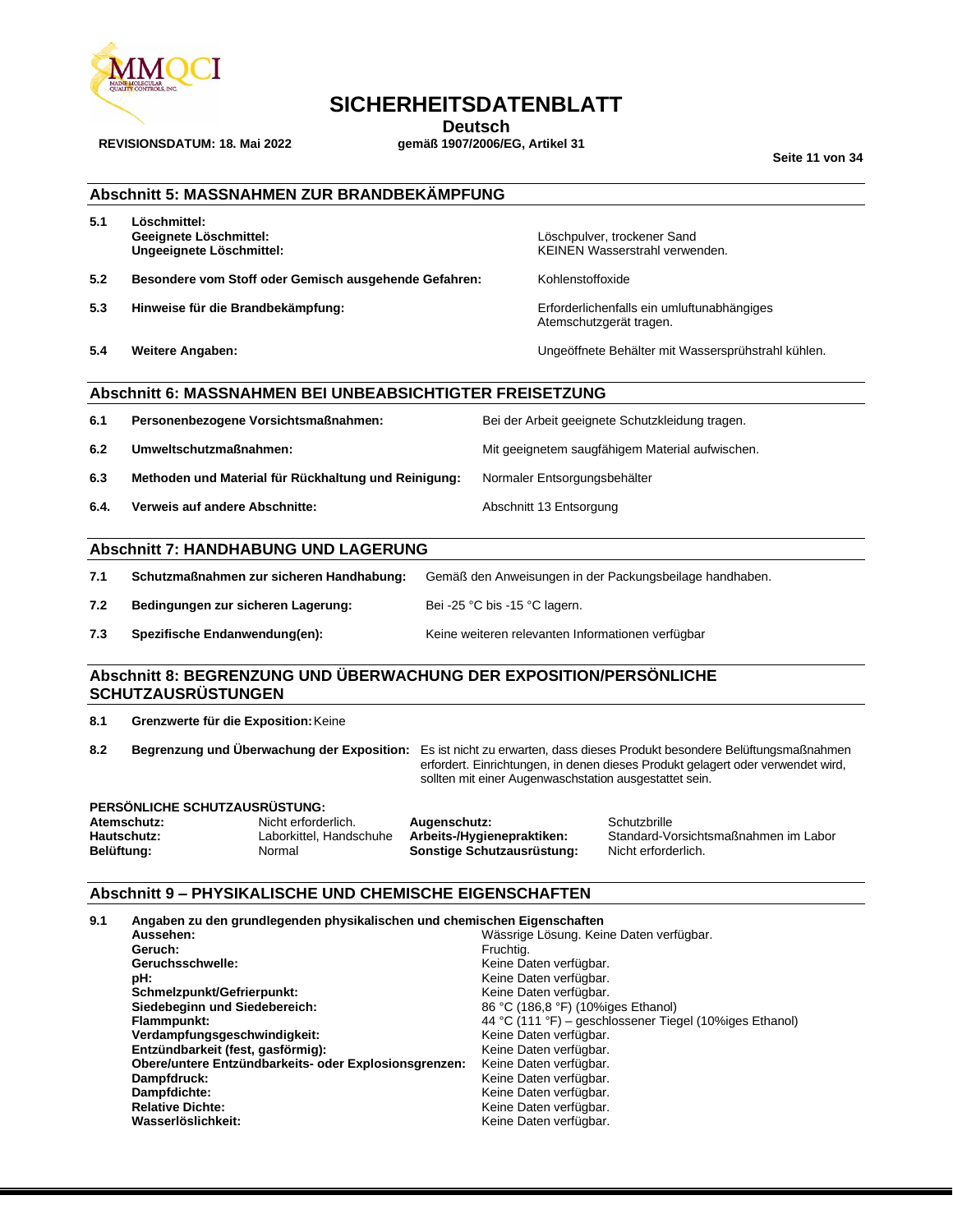## Abschnitt 5: MASSNAHMEN ZUR BRANDBEKÄMPFUNG

| | | |
|---|---|---|
| **5.1** | **Löschmittel:** | |
| | **Geeignete Löschmittel:** | Löschpulver, trockener Sand |
| | **Ungeeignete Löschmittel:** | KEINEN Wasserstrahl verwenden. |
| **5.2** | **Besondere vom Stoff oder Gemisch ausgehende Gefahren:** | Kohlenstoffoxide |
| **5.3** | **Hinweise für die Brandbekämpfung:** | Erforderlichenfalls ein umluftunabhängiges Atemschutzgerät tragen. |
| **5.4** | **Weitere Angaben:** | Ungeöffnete Behälter mit Wassersprühstrahl kühlen. |

## Abschnitt 6: MASSNAHMEN BEI UNBEABSICHTIGTER FREISETZUNG

| | | |
|---|---|---|
| **6.1** | **Personenbezogene Vorsichtsmaßnahmen:** | Bei der Arbeit geeignete Schutzkleidung tragen. |
| **6.2** | **Umweltschutzmaßnahmen:** | Mit geeignetem saugfähigem Material aufwischen. |
| **6.3** | **Methoden und Material für Rückhaltung und Reinigung:** | Normaler Entsorgungsbehälter |
| **6.4.** | **Verweis auf andere Abschnitte:** | Abschnitt 13 Entsorgung |

## Abschnitt 7: HANDHABUNG UND LAGERUNG

| | | |
|---|---|---|
| **7.1** | **Schutzmaßnahmen zur sicheren Handhabung:** | Gemäß den Anweisungen in der Packungsbeilage handhaben. |
| **7.2** | **Bedingungen zur sicheren Lagerung:** | Bei -25 °C bis -15 °C lagern. |
| **7.3** | **Spezifische Endanwendung(en):** | Keine weiteren relevanten Informationen verfügbar |

## Abschnitt 8: BEGRENZUNG UND ÜBERWACHUNG DER EXPOSITION/PERSÖNLICHE SCHUTZAUSRÜSTUNGEN

**8.1** **Grenzwerte für die Exposition:** Keine

**8.2** **Begrenzung und Überwachung der Exposition:** Es ist nicht zu erwarten, dass dieses Produkt besondere Belüftungsmaßnahmen erfordert. Einrichtungen, in denen dieses Produkt gelagert oder verwendet wird, sollten mit einer Augenwaschstation ausgestattet sein.

**PERSÖNLICHE SCHUTZAUSRÜSTUNG:**

| | | | |
|---|---|---|---|
| **Atemschutz:** | Nicht erforderlich. | **Augenschutz:** | Schutzbrille |
| **Hautschutz:** | Laborkittel, Handschuhe | **Arbeits-/Hygienepraktiken:** | Standard-Vorsichtsmaßnahmen im Labor |
| **Belüftung:** | Normal | **Sonstige Schutzausrüstung:** | Nicht erforderlich. |

## Abschnitt 9 – PHYSIKALISCHE UND CHEMISCHE EIGENSCHAFTEN

**9.1** **Angaben zu den grundlegenden physikalischen und chemischen Eigenschaften**

| | |
|---|---|
| **Aussehen:** | Wässrige Lösung. Keine Daten verfügbar. |
| **Geruch:** | Fruchtig. |
| **Geruchsschwelle:** | Keine Daten verfügbar. |
| **pH:** | Keine Daten verfügbar. |
| **Schmelzpunkt/Gefrierpunkt:** | Keine Daten verfügbar. |
| **Siedebeginn und Siedebereich:** | 86 °C (186,8 °F) (10%iges Ethanol) |
| **Flammpunkt:** | 44 °C (111 °F) – geschlossener Tiegel (10%iges Ethanol) |
| **Verdampfungsgeschwindigkeit:** | Keine Daten verfügbar. |
| **Entzündbarkeit (fest, gasförmig):** | Keine Daten verfügbar. |
| **Obere/untere Entzündbarkeits- oder Explosionsgrenzen:** | Keine Daten verfügbar. |
| **Dampfdruck:** | Keine Daten verfügbar. |
| **Dampfdichte:** | Keine Daten verfügbar. |
| **Relative Dichte:** | Keine Daten verfügbar. |
| **Wasserlöslichkeit:** | Keine Daten verfügbar. |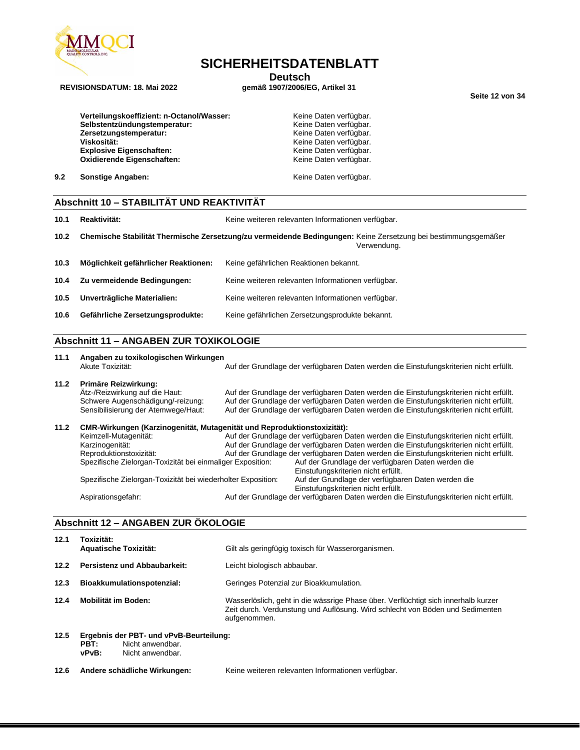| | |
|---|---|
| **Verteilungskoeffizient: n-Octanol/Wasser:** | Keine Daten verfügbar. |
| **Selbstentzündungstemperatur:** | Keine Daten verfügbar. |
| **Zersetzungstemperatur:** | Keine Daten verfügbar. |
| **Viskosität:** | Keine Daten verfügbar. |
| **Explosive Eigenschaften:** | Keine Daten verfügbar. |
| **Oxidierende Eigenschaften:** | Keine Daten verfügbar. |

**9.2 Sonstige Angaben:** Keine Daten verfügbar.

## Abschnitt 10 – STABILITÄT UND REAKTIVITÄT

**10.1 Reaktivität:** Keine weiteren relevanten Informationen verfügbar.

**10.2 Chemische Stabilität Thermische Zersetzung/zu vermeidende Bedingungen:** Keine Zersetzung bei bestimmungsgemäßer Verwendung.

**10.3 Möglichkeit gefährlicher Reaktionen:** Keine gefährlichen Reaktionen bekannt.

**10.4 Zu vermeidende Bedingungen:** Keine weiteren relevanten Informationen verfügbar.

**10.5 Unverträgliche Materialien:** Keine weiteren relevanten Informationen verfügbar.

**10.6 Gefährliche Zersetzungsprodukte:** Keine gefährlichen Zersetzungsprodukte bekannt.

## Abschnitt 11 – ANGABEN ZUR TOXIKOLOGIE

**11.1 Angaben zu toxikologischen Wirkungen**

Akute Toxizität: Auf der Grundlage der verfügbaren Daten werden die Einstufungskriterien nicht erfüllt.

**11.2 Primäre Reizwirkung:**

Ätz-/Reizwirkung auf die Haut: Auf der Grundlage der verfügbaren Daten werden die Einstufungskriterien nicht erfüllt.
Schwere Augenschädigung/-reizung: Auf der Grundlage der verfügbaren Daten werden die Einstufungskriterien nicht erfüllt.
Sensibilisierung der Atemwege/Haut: Auf der Grundlage der verfügbaren Daten werden die Einstufungskriterien nicht erfüllt.

**11.2 CMR-Wirkungen (Karzinogenität, Mutagenität und Reproduktionstoxizität):**

Keimzell-Mutagenität: Auf der Grundlage der verfügbaren Daten werden die Einstufungskriterien nicht erfüllt.
Karzinogenität: Auf der Grundlage der verfügbaren Daten werden die Einstufungskriterien nicht erfüllt.
Reproduktionstoxizität: Auf der Grundlage der verfügbaren Daten werden die Einstufungskriterien nicht erfüllt.
Spezifische Zielorgan-Toxizität bei einmaliger Exposition: Auf der Grundlage der verfügbaren Daten werden die Einstufungskriterien nicht erfüllt.
Spezifische Zielorgan-Toxizität bei wiederholter Exposition: Auf der Grundlage der verfügbaren Daten werden die Einstufungskriterien nicht erfüllt.
Aspirationsgefahr: Auf der Grundlage der verfügbaren Daten werden die Einstufungskriterien nicht erfüllt.

## Abschnitt 12 – ANGABEN ZUR ÖKOLOGIE

**12.1 Toxizität:**
**Aquatische Toxizität:** Gilt als geringfügig toxisch für Wasserorganismen.

**12.2 Persistenz und Abbaubarkeit:** Leicht biologisch abbaubar.

**12.3 Bioakkumulationspotenzial:** Geringes Potenzial zur Bioakkumulation.

**12.4 Mobilität im Boden:** Wasserlöslich, geht in die wässrige Phase über. Verflüchtigt sich innerhalb kurzer Zeit durch. Verdunstung und Auflösung. Wird schlecht von Böden und Sedimenten aufgenommen.

**12.5 Ergebnis der PBT- und vPvB-Beurteilung:**
**PBT:** Nicht anwendbar.
**vPvB:** Nicht anwendbar.

**12.6 Andere schädliche Wirkungen:** Keine weiteren relevanten Informationen verfügbar.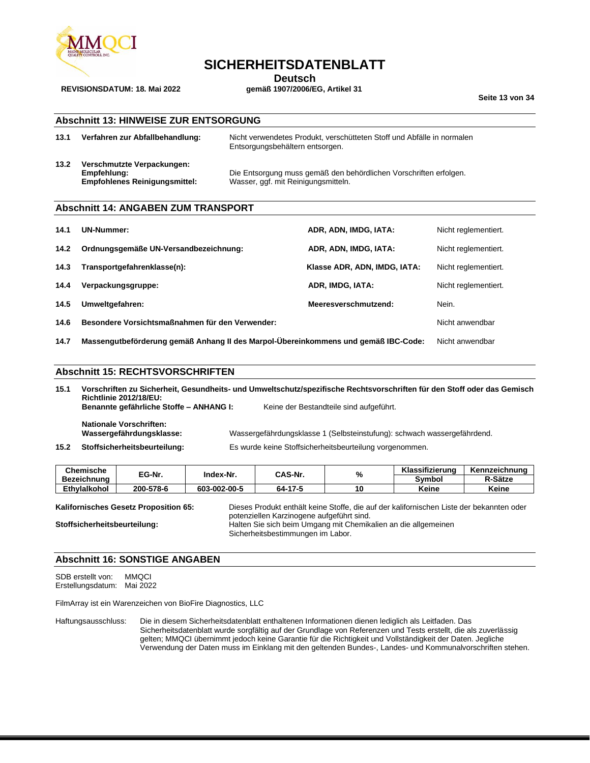## Abschnitt 13: HINWEISE ZUR ENTSORGUNG

**13.1 Verfahren zur Abfallbehandlung:** Nicht verwendetes Produkt, verschütteten Stoff und Abfälle in normalen Entsorgungsbehältern entsorgen.

**13.2 Verschmutzte Verpackungen:**
**Empfehlung:** Die Entsorgung muss gemäß den behördlichen Vorschriften erfolgen.
**Empfohlenes Reinigungsmittel:** Wasser, ggf. mit Reinigungsmitteln.

## Abschnitt 14: ANGABEN ZUM TRANSPORT

| | | | |
|---|---|---|---|
| **14.1** | **UN-Nummer:** | **ADR, ADN, IMDG, IATA:** | Nicht reglementiert. |
| **14.2** | **Ordnungsgemäße UN-Versandbezeichnung:** | **ADR, ADN, IMDG, IATA:** | Nicht reglementiert. |
| **14.3** | **Transportgefahrenklasse(n):** | **Klasse ADR, ADN, IMDG, IATA:** | Nicht reglementiert. |
| **14.4** | **Verpackungsgruppe:** | **ADR, IMDG, IATA:** | Nicht reglementiert. |
| **14.5** | **Umweltgefahren:** | **Meeresverschmutzend:** | Nein. |
| **14.6** | **Besondere Vorsichtsmaßnahmen für den Verwender:** | | Nicht anwendbar |
| **14.7** | **Massengutbeförderung gemäß Anhang II des Marpol-Übereinkommens und gemäß IBC-Code:** | | Nicht anwendbar |

## Abschnitt 15: RECHTSVORSCHRIFTEN

**15.1 Vorschriften zu Sicherheit, Gesundheits- und Umweltschutz/spezifische Rechtsvorschriften für den Stoff oder das Gemisch**
**Richtlinie 2012/18/EU:**
**Benannte gefährliche Stoffe – ANHANG I:** Keine der Bestandteile sind aufgeführt.

**Nationale Vorschriften:**
**Wassergefährdungsklasse:** Wassergefährdungsklasse 1 (Selbsteinstufung): schwach wassergefährdend.

**15.2 Stoffsicherheitsbeurteilung:** Es wurde keine Stoffsicherheitsbeurteilung vorgenommen.

| Chemische Bezeichnung | EG-Nr. | Index-Nr. | CAS-Nr. | % | Klassifizierung Symbol | Kennzeichnung R-Sätze |
|---|---|---|---|---|---|---|
| Ethylalkohol | 200-578-6 | 603-002-00-5 | 64-17-5 | 10 | Keine | Keine |

**Kalifornisches Gesetz Proposition 65:** Dieses Produkt enthält keine Stoffe, die auf der kalifornischen Liste der bekannten oder potenziellen Karzinogene aufgeführt sind.

**Stoffsicherheitsbeurteilung:** Halten Sie sich beim Umgang mit Chemikalien an die allgemeinen Sicherheitsbestimmungen im Labor.

## Abschnitt 16: SONSTIGE ANGABEN

SDB erstellt von: MMQCI
Erstellungsdatum: Mai 2022

FilmArray ist ein Warenzeichen von BioFire Diagnostics, LLC

Haftungsausschluss: Die in diesem Sicherheitsdatenblatt enthaltenen Informationen dienen lediglich als Leitfaden. Das Sicherheitsdatenblatt wurde sorgfältig auf der Grundlage von Referenzen und Tests erstellt, die als zuverlässig gelten; MMQCI übernimmt jedoch keine Garantie für die Richtigkeit und Vollständigkeit der Daten. Jegliche Verwendung der Daten muss im Einklang mit den geltenden Bundes-, Landes- und Kommunalvorschriften stehen.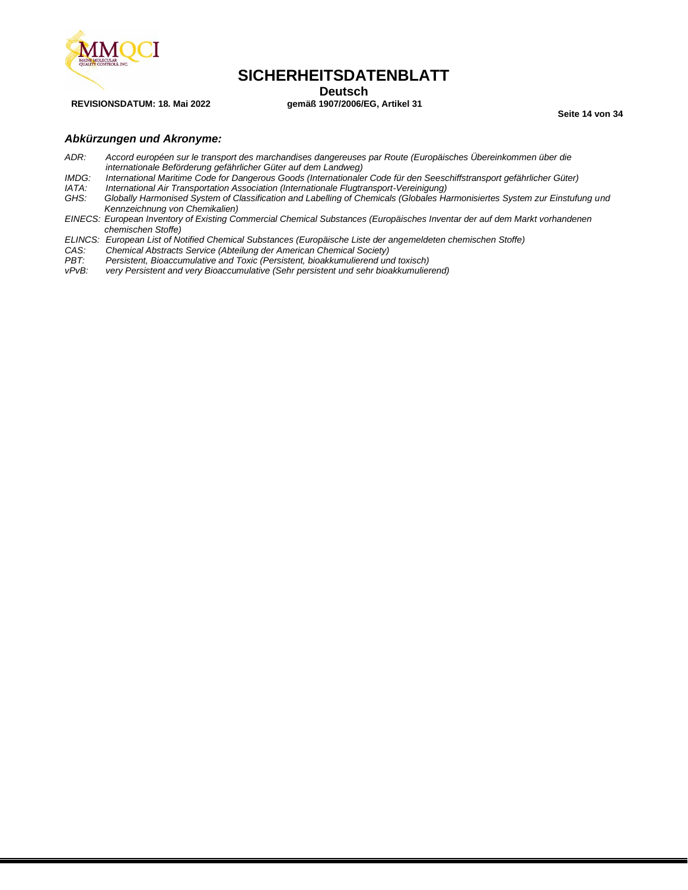### *Abkürzungen und Akronyme:*

*ADR:* *Accord européen sur le transport des marchandises dangereuses par Route (Europäisches Übereinkommen über die internationale Beförderung gefährlicher Güter auf dem Landweg)*
*IMDG:* *International Maritime Code for Dangerous Goods (Internationaler Code für den Seeschiffstransport gefährlicher Güter)*
*IATA:* *International Air Transportation Association (Internationale Flugtransport-Vereinigung)*
*GHS:* *Globally Harmonised System of Classification and Labelling of Chemicals (Globales Harmonisiertes System zur Einstufung und Kennzeichnung von Chemikalien)*
*EINECS:* *European Inventory of Existing Commercial Chemical Substances (Europäisches Inventar der auf dem Markt vorhandenen chemischen Stoffe)*
*ELINCS:* *European List of Notified Chemical Substances (Europäische Liste der angemeldeten chemischen Stoffe)*
*CAS:* *Chemical Abstracts Service (Abteilung der American Chemical Society)*
*PBT:* *Persistent, Bioaccumulative and Toxic (Persistent, bioakkumulierend und toxisch)*
*vPvB:* *very Persistent and very Bioaccumulative (Sehr persistent und sehr bioakkumulierend)*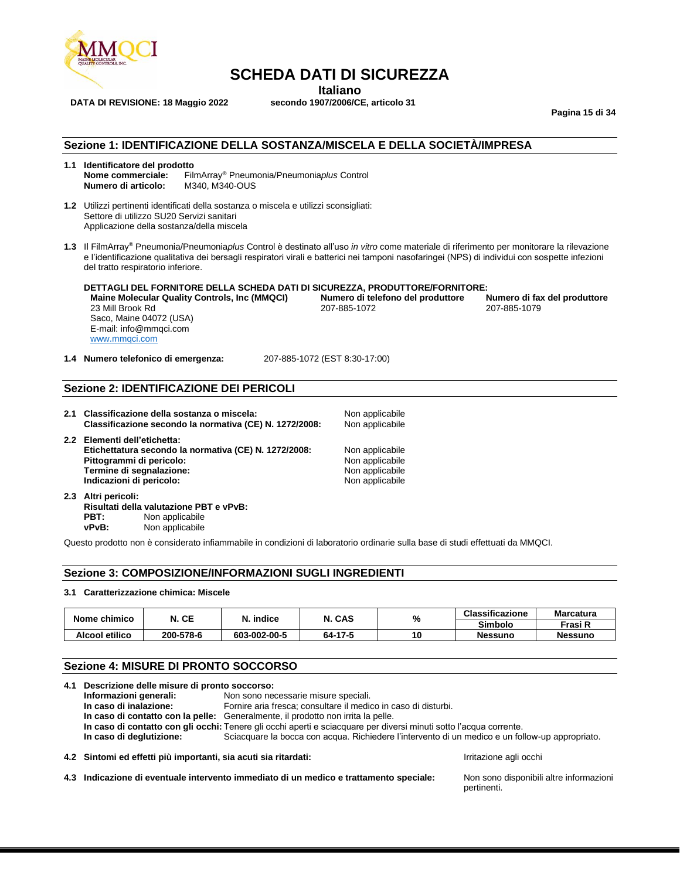# SCHEDA DATI DI SICUREZZA

**Italiano**

**DATA DI REVISIONE: 18 Maggio 2022** **secondo 1907/2006/CE, articolo 31**

## Sezione 1: IDENTIFICAZIONE DELLA SOSTANZA/MISCELA E DELLA SOCIETÀ/IMPRESA

**1.1 Identificatore del prodotto**

**Nome commerciale:** FilmArray® Pneumonia/Pneumonia*plus* Control
**Numero di articolo:** M340, M340-OUS

**1.2** Utilizzi pertinenti identificati della sostanza o miscela e utilizzi sconsigliati:
Settore di utilizzo SU20 Servizi sanitari
Applicazione della sostanza/della miscela

**1.3** Il FilmArray® Pneumonia/Pneumonia*plus* Control è destinato all'uso *in vitro* come materiale di riferimento per monitorare la rilevazione e l'identificazione qualitativa dei bersagli respiratori virali e batterici nei tamponi nasofaringei (NPS) di individui con sospette infezioni del tratto respiratorio inferiore.

**DETTAGLI DEL FORNITORE DELLA SCHEDA DATI DI SICUREZZA, PRODUTTORE/FORNITORE:**

**Maine Molecular Quality Controls, Inc (MMQCI)**
23 Mill Brook Rd
Saco, Maine 04072 (USA)
E-mail: info@mmqci.com
www.mmqci.com

**Numero di telefono del produttore**
207-885-1072

**Numero di fax del produttore**
207-885-1079

**1.4 Numero telefonico di emergenza:** 207-885-1072 (EST 8:30-17:00)

## Sezione 2: IDENTIFICAZIONE DEI PERICOLI

**2.1 Classificazione della sostanza o miscela:** Non applicabile
**Classificazione secondo la normativa (CE) N. 1272/2008:** Non applicabile

**2.2 Elementi dell'etichetta:**
**Etichettatura secondo la normativa (CE) N. 1272/2008:** Non applicabile
**Pittogrammi di pericolo:** Non applicabile
**Termine di segnalazione:** Non applicabile
**Indicazioni di pericolo:** Non applicabile

**2.3 Altri pericoli:**
**Risultati della valutazione PBT e vPvB:**
**PBT:** Non applicabile
**vPvB:** Non applicabile

Questo prodotto non è considerato infiammabile in condizioni di laboratorio ordinarie sulla base di studi effettuati da MMQCI.

## Sezione 3: COMPOSIZIONE/INFORMAZIONI SUGLI INGREDIENTI

**3.1 Caratterizzazione chimica: Miscele**

| Nome chimico | N. CE | N. indice | N. CAS | % | Classificazione | Marcatura |
|---|---|---|---|---|---|---|
| | | | | | Simbolo | Frasi R |
| Alcool etilico | 200-578-6 | 603-002-00-5 | 64-17-5 | 10 | Nessuno | Nessuno |

## Sezione 4: MISURE DI PRONTO SOCCORSO

**4.1 Descrizione delle misure di pronto soccorso:**
**Informazioni generali:** Non sono necessarie misure speciali.
**In caso di inalazione:** Fornire aria fresca; consultare il medico in caso di disturbi.
**In caso di contatto con la pelle:** Generalmente, il prodotto non irrita la pelle.
**In caso di contatto con gli occhi:** Tenere gli occhi aperti e sciacquare per diversi minuti sotto l'acqua corrente.
**In caso di deglutizione:** Sciacquare la bocca con acqua. Richiedere l'intervento di un medico e un follow-up appropriato.

**4.2 Sintomi ed effetti più importanti, sia acuti sia ritardati:** Irritazione agli occhi

**4.3 Indicazione di eventuale intervento immediato di un medico e trattamento speciale:** Non sono disponibili altre informazioni pertinenti.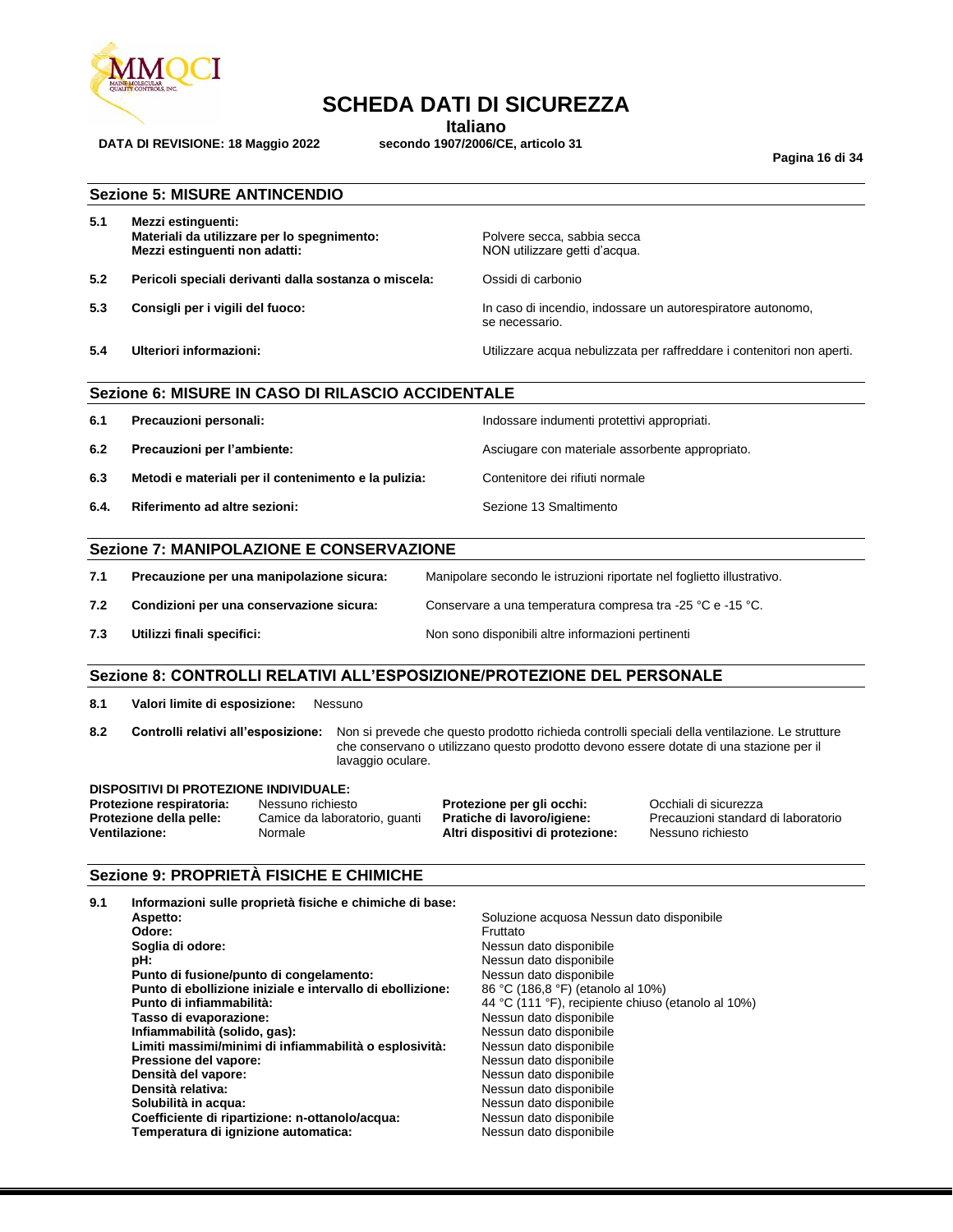## Sezione 5: MISURE ANTINCENDIO

| | | |
|---|---|---|
| **5.1** | **Mezzi estinguenti:** | |
| | **Materiali da utilizzare per lo spegnimento:** | Polvere secca, sabbia secca |
| | **Mezzi estinguenti non adatti:** | NON utilizzare getti d'acqua. |
| **5.2** | **Pericoli speciali derivanti dalla sostanza o miscela:** | Ossidi di carbonio |
| **5.3** | **Consigli per i vigili del fuoco:** | In caso di incendio, indossare un autorespiratore autonomo, se necessario. |
| **5.4** | **Ulteriori informazioni:** | Utilizzare acqua nebulizzata per raffreddare i contenitori non aperti. |

## Sezione 6: MISURE IN CASO DI RILASCIO ACCIDENTALE

| | | |
|---|---|---|
| **6.1** | **Precauzioni personali:** | Indossare indumenti protettivi appropriati. |
| **6.2** | **Precauzioni per l'ambiente:** | Asciugare con materiale assorbente appropriato. |
| **6.3** | **Metodi e materiali per il contenimento e la pulizia:** | Contenitore dei rifiuti normale |
| **6.4.** | **Riferimento ad altre sezioni:** | Sezione 13 Smaltimento |

## Sezione 7: MANIPOLAZIONE E CONSERVAZIONE

| | | |
|---|---|---|
| **7.1** | **Precauzione per una manipolazione sicura:** | Manipolare secondo le istruzioni riportate nel foglietto illustrativo. |
| **7.2** | **Condizioni per una conservazione sicura:** | Conservare a una temperatura compresa tra -25 °C e -15 °C. |
| **7.3** | **Utilizzi finali specifici:** | Non sono disponibili altre informazioni pertinenti |

## Sezione 8: CONTROLLI RELATIVI ALL'ESPOSIZIONE/PROTEZIONE DEL PERSONALE

**8.1** **Valori limite di esposizione:** Nessuno

**8.2** **Controlli relativi all'esposizione:** Non si prevede che questo prodotto richieda controlli speciali della ventilazione. Le strutture che conservano o utilizzano questo prodotto devono essere dotate di una stazione per il lavaggio oculare.

**DISPOSITIVI DI PROTEZIONE INDIVIDUALE:**

| | | | |
|---|---|---|---|
| **Protezione respiratoria:** | Nessuno richiesto | **Protezione per gli occhi:** | Occhiali di sicurezza |
| **Protezione della pelle:** | Camice da laboratorio, guanti | **Pratiche di lavoro/igiene:** | Precauzioni standard di laboratorio |
| **Ventilazione:** | Normale | **Altri dispositivi di protezione:** | Nessuno richiesto |

## Sezione 9: PROPRIETÀ FISICHE E CHIMICHE

**9.1** **Informazioni sulle proprietà fisiche e chimiche di base:**

| | |
|---|---|
| **Aspetto:** | Soluzione acquosa Nessun dato disponibile |
| **Odore:** | Fruttato |
| **Soglia di odore:** | Nessun dato disponibile |
| **pH:** | Nessun dato disponibile |
| **Punto di fusione/punto di congelamento:** | Nessun dato disponibile |
| **Punto di ebollizione iniziale e intervallo di ebollizione:** | 86 °C (186,8 °F) (etanolo al 10%) |
| **Punto di infiammabilità:** | 44 °C (111 °F), recipiente chiuso (etanolo al 10%) |
| **Tasso di evaporazione:** | Nessun dato disponibile |
| **Infiammabilità (solido, gas):** | Nessun dato disponibile |
| **Limiti massimi/minimi di infiammabilità o esplosività:** | Nessun dato disponibile |
| **Pressione del vapore:** | Nessun dato disponibile |
| **Densità del vapore:** | Nessun dato disponibile |
| **Densità relativa:** | Nessun dato disponibile |
| **Solubilità in acqua:** | Nessun dato disponibile |
| **Coefficiente di ripartizione: n-ottanolo/acqua:** | Nessun dato disponibile |
| **Temperatura di ignizione automatica:** | Nessun dato disponibile |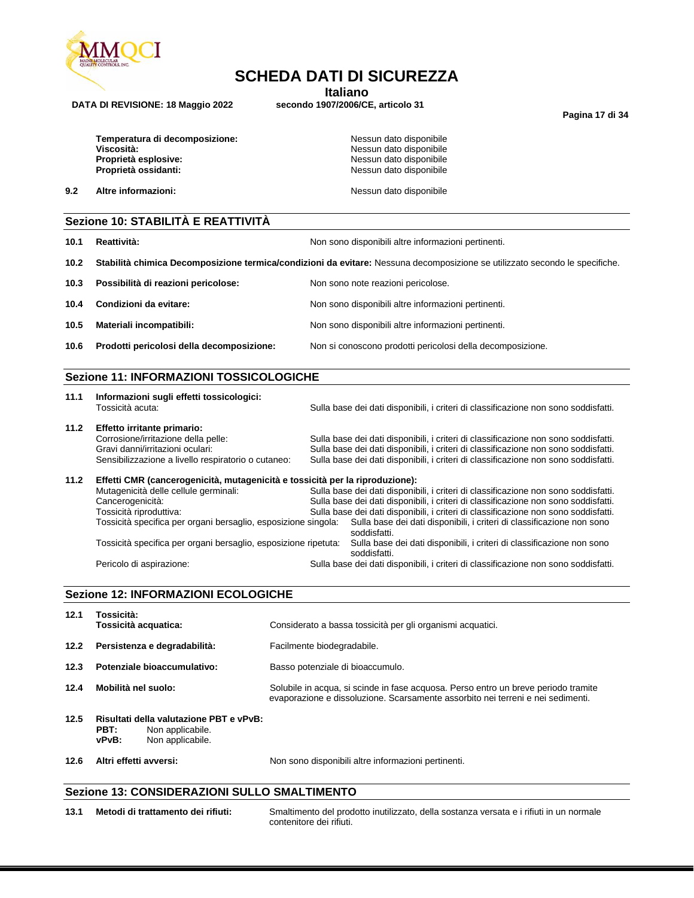| | |
|---|---|
| **Temperatura di decomposizione:** | Nessun dato disponibile |
| **Viscosità:** | Nessun dato disponibile |
| **Proprietà esplosive:** | Nessun dato disponibile |
| **Proprietà ossidanti:** | Nessun dato disponibile |

**9.2 Altre informazioni:** Nessun dato disponibile

## Sezione 10: STABILITÀ E REATTIVITÀ

**10.1 Reattività:** Non sono disponibili altre informazioni pertinenti.

**10.2 Stabilità chimica Decomposizione termica/condizioni da evitare:** Nessuna decomposizione se utilizzato secondo le specifiche.

**10.3 Possibilità di reazioni pericolose:** Non sono note reazioni pericolose.

**10.4 Condizioni da evitare:** Non sono disponibili altre informazioni pertinenti.

**10.5 Materiali incompatibili:** Non sono disponibili altre informazioni pertinenti.

**10.6 Prodotti pericolosi della decomposizione:** Non si conoscono prodotti pericolosi della decomposizione.

## Sezione 11: INFORMAZIONI TOSSICOLOGICHE

**11.1 Informazioni sugli effetti tossicologici:**

Tossicità acuta: Sulla base dei dati disponibili, i criteri di classificazione non sono soddisfatti.

**11.2 Effetto irritante primario:**

Corrosione/irritazione della pelle: Sulla base dei dati disponibili, i criteri di classificazione non sono soddisfatti.
Gravi danni/irritazioni oculari: Sulla base dei dati disponibili, i criteri di classificazione non sono soddisfatti.
Sensibilizzazione a livello respiratorio o cutaneo: Sulla base dei dati disponibili, i criteri di classificazione non sono soddisfatti.

**11.2 Effetti CMR (cancerogenicità, mutagenicità e tossicità per la riproduzione):**

Mutagenicità delle cellule germinali: Sulla base dei dati disponibili, i criteri di classificazione non sono soddisfatti.
Cancerogenicità: Sulla base dei dati disponibili, i criteri di classificazione non sono soddisfatti.
Tossicità riproduttiva: Sulla base dei dati disponibili, i criteri di classificazione non sono soddisfatti.
Tossicità specifica per organi bersaglio, esposizione singola: Sulla base dei dati disponibili, i criteri di classificazione non sono soddisfatti.
Tossicità specifica per organi bersaglio, esposizione ripetuta: Sulla base dei dati disponibili, i criteri di classificazione non sono soddisfatti.
Pericolo di aspirazione: Sulla base dei dati disponibili, i criteri di classificazione non sono soddisfatti.

## Sezione 12: INFORMAZIONI ECOLOGICHE

**12.1 Tossicità:**
**Tossicità acquatica:** Considerato a bassa tossicità per gli organismi acquatici.

**12.2 Persistenza e degradabilità:** Facilmente biodegradabile.

**12.3 Potenziale bioaccumulativo:** Basso potenziale di bioaccumulo.

**12.4 Mobilità nel suolo:** Solubile in acqua, si scinde in fase acquosa. Perso entro un breve periodo tramite evaporazione e dissoluzione. Scarsamente assorbito nei terreni e nei sedimenti.

**12.5 Risultati della valutazione PBT e vPvB:**
**PBT:** Non applicabile.
**vPvB:** Non applicabile.

**12.6 Altri effetti avversi:** Non sono disponibili altre informazioni pertinenti.

## Sezione 13: CONSIDERAZIONI SULLO SMALTIMENTO

**13.1 Metodi di trattamento dei rifiuti:** Smaltimento del prodotto inutilizzato, della sostanza versata e i rifiuti in un normale contenitore dei rifiuti.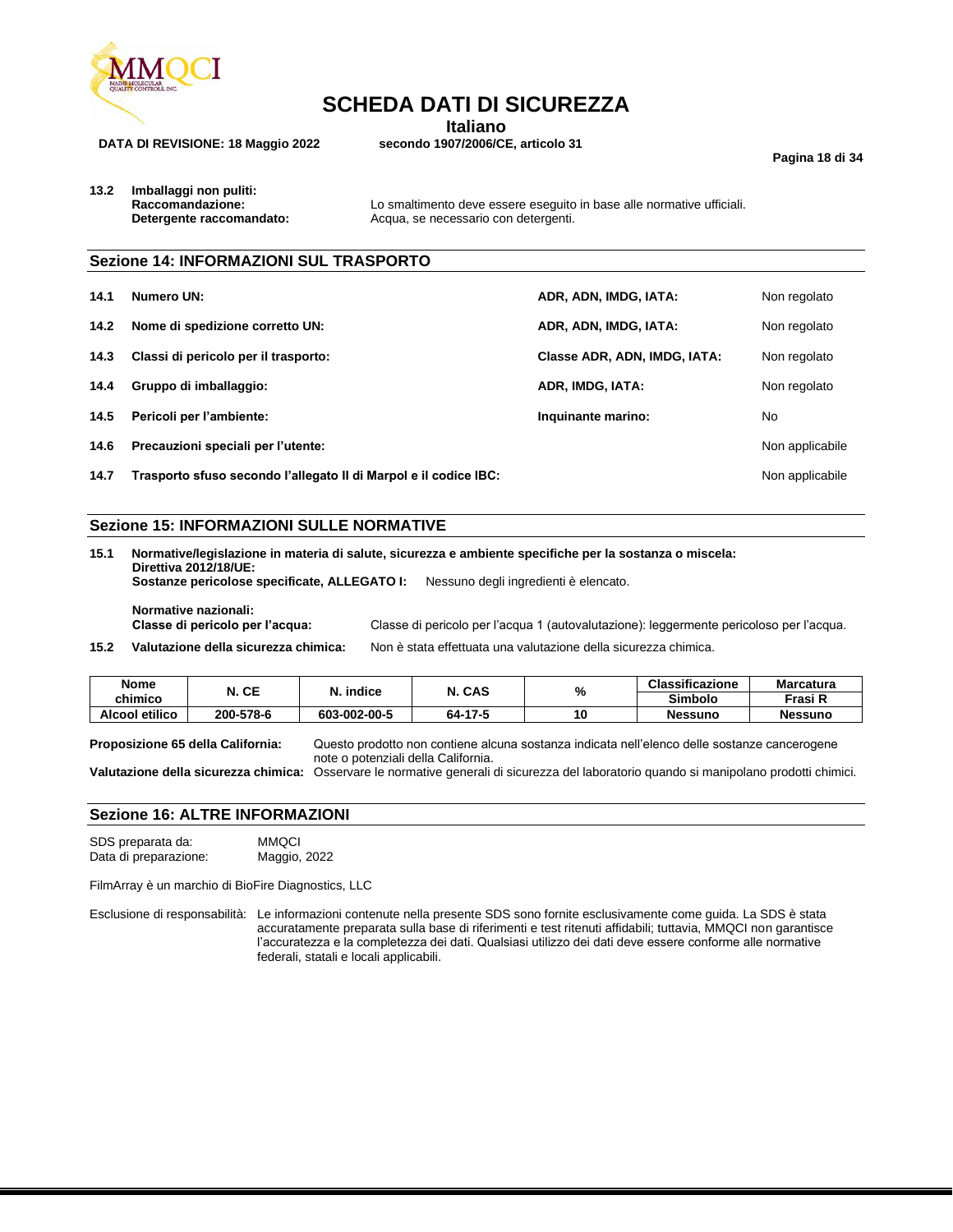**13.2 Imballaggi non puliti:**

**Raccomandazione:** Lo smaltimento deve essere eseguito in base alle normative ufficiali.

**Detergente raccomandato:** Acqua, se necessario con detergenti.

## Sezione 14: INFORMAZIONI SUL TRASPORTO

| | | | |
|---|---|---|---|
| **14.1** | **Numero UN:** | **ADR, ADN, IMDG, IATA:** | Non regolato |
| **14.2** | **Nome di spedizione corretto UN:** | **ADR, ADN, IMDG, IATA:** | Non regolato |
| **14.3** | **Classi di pericolo per il trasporto:** | **Classe ADR, ADN, IMDG, IATA:** | Non regolato |
| **14.4** | **Gruppo di imballaggio:** | **ADR, IMDG, IATA:** | Non regolato |
| **14.5** | **Pericoli per l'ambiente:** | **Inquinante marino:** | No |
| **14.6** | **Precauzioni speciali per l'utente:** | | Non applicabile |
| **14.7** | **Trasporto sfuso secondo l'allegato II di Marpol e il codice IBC:** | | Non applicabile |

## Sezione 15: INFORMAZIONI SULLE NORMATIVE

**15.1 Normative/legislazione in materia di salute, sicurezza e ambiente specifiche per la sostanza o miscela:**

**Direttiva 2012/18/UE:**

**Sostanze pericolose specificate, ALLEGATO I:** Nessuno degli ingredienti è elencato.

**Normative nazionali:**

**Classe di pericolo per l'acqua:** Classe di pericolo per l'acqua 1 (autovalutazione): leggermente pericoloso per l'acqua.

**15.2 Valutazione della sicurezza chimica:** Non è stata effettuata una valutazione della sicurezza chimica.

| Nome chimico | N. CE | N. indice | N. CAS | % | Classificazione | Marcatura |
|---|---|---|---|---|---|---|
| | | | | | Simbolo | Frasi R |
| **Alcool etilico** | **200-578-6** | **603-002-00-5** | **64-17-5** | **10** | **Nessuno** | **Nessuno** |

**Proposizione 65 della California:** Questo prodotto non contiene alcuna sostanza indicata nell'elenco delle sostanze cancerogene note o potenziali della California.

**Valutazione della sicurezza chimica:** Osservare le normative generali di sicurezza del laboratorio quando si manipolano prodotti chimici.

## Sezione 16: ALTRE INFORMAZIONI

SDS preparata da: MMQCI

Data di preparazione: Maggio, 2022

FilmArray è un marchio di BioFire Diagnostics, LLC

Esclusione di responsabilità: Le informazioni contenute nella presente SDS sono fornite esclusivamente come guida. La SDS è stata accuratamente preparata sulla base di riferimenti e test ritenuti affidabili; tuttavia, MMQCI non garantisce l'accuratezza e la completezza dei dati. Qualsiasi utilizzo dei dati deve essere conforme alle normative federali, statali e locali applicabili.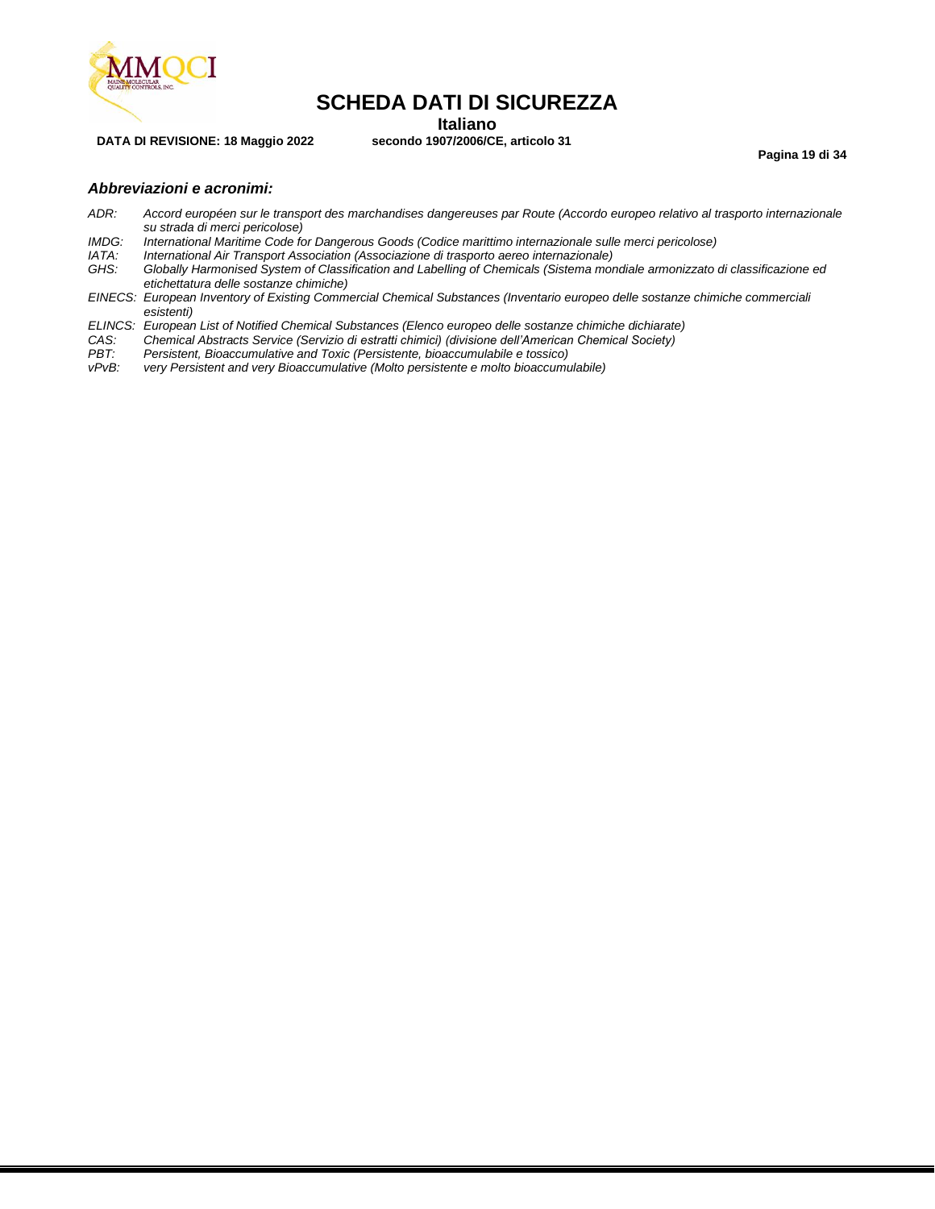### *Abbreviazioni e acronimi:*

*ADR:* *Accord européen sur le transport des marchandises dangereuses par Route (Accordo europeo relativo al trasporto internazionale su strada di merci pericolose)*
*IMDG:* *International Maritime Code for Dangerous Goods (Codice marittimo internazionale sulle merci pericolose)*
*IATA:* *International Air Transport Association (Associazione di trasporto aereo internazionale)*
*GHS:* *Globally Harmonised System of Classification and Labelling of Chemicals (Sistema mondiale armonizzato di classificazione ed etichettatura delle sostanze chimiche)*
*EINECS:* *European Inventory of Existing Commercial Chemical Substances (Inventario europeo delle sostanze chimiche commerciali esistenti)*
*ELINCS:* *European List of Notified Chemical Substances (Elenco europeo delle sostanze chimiche dichiarate)*
*CAS:* *Chemical Abstracts Service (Servizio di estratti chimici) (divisione dell'American Chemical Society)*
*PBT:* *Persistent, Bioaccumulative and Toxic (Persistente, bioaccumulabile e tossico)*
*vPvB:* *very Persistent and very Bioaccumulative (Molto persistente e molto bioaccumulabile)*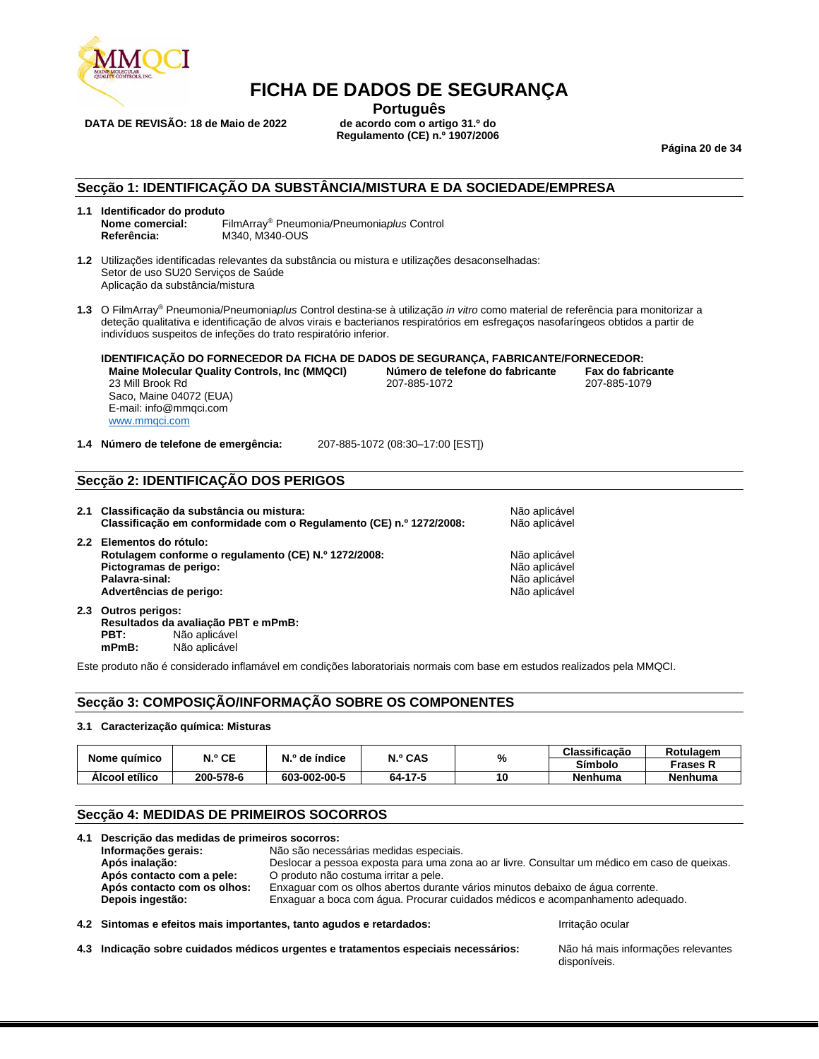# FICHA DE DADOS DE SEGURANÇA

**Português**

**DATA DE REVISÃO: 18 de Maio de 2022**

**de acordo com o artigo 31.º do Regulamento (CE) n.º 1907/2006**

## Secção 1: IDENTIFICAÇÃO DA SUBSTÂNCIA/MISTURA E DA SOCIEDADE/EMPRESA

**1.1 Identificador do produto**

**Nome comercial:** FilmArray® Pneumonia/Pneumonia*plus* Control
**Referência:** M340, M340-OUS

**1.2** Utilizações identificadas relevantes da substância ou mistura e utilizações desaconselhadas:
Setor de uso SU20 Serviços de Saúde
Aplicação da substância/mistura

**1.3** O FilmArray® Pneumonia/Pneumonia*plus* Control destina-se à utilização *in vitro* como material de referência para monitorizar a deteção qualitativa e identificação de alvos virais e bacterianos respiratórios em esfregaços nasofaríngeos obtidos a partir de indivíduos suspeitos de infeções do trato respiratório inferior.

**IDENTIFICAÇÃO DO FORNECEDOR DA FICHA DE DADOS DE SEGURANÇA, FABRICANTE/FORNECEDOR:**

**Maine Molecular Quality Controls, Inc (MMQCI)**
23 Mill Brook Rd
Saco, Maine 04072 (EUA)
E-mail: info@mmqci.com
www.mmqci.com

**Número de telefone do fabricante**
207-885-1072

**Fax do fabricante**
207-885-1079

**1.4 Número de telefone de emergência:** 207-885-1072 (08:30–17:00 [EST])

## Secção 2: IDENTIFICAÇÃO DOS PERIGOS

**2.1 Classificação da substância ou mistura:** Não aplicável
**Classificação em conformidade com o Regulamento (CE) n.º 1272/2008:** Não aplicável

**2.2 Elementos do rótulo:**
**Rotulagem conforme o regulamento (CE) N.º 1272/2008:** Não aplicável
**Pictogramas de perigo:** Não aplicável
**Palavra-sinal:** Não aplicável
**Advertências de perigo:** Não aplicável

**2.3 Outros perigos:**
**Resultados da avaliação PBT e mPmB:**
**PBT:** Não aplicável
**mPmB:** Não aplicável

Este produto não é considerado inflamável em condições laboratoriais normais com base em estudos realizados pela MMQCI.

## Secção 3: COMPOSIÇÃO/INFORMAÇÃO SOBRE OS COMPONENTES

**3.1 Caracterização química: Misturas**

| Nome químico | N.º CE | N.º de índice | N.º CAS | % | Classificação | Rotulagem |
|---|---|---|---|---|---|---|
| | | | | | Símbolo | Frases R |
| Álcool etílico | 200-578-6 | 603-002-00-5 | 64-17-5 | 10 | Nenhuma | Nenhuma |

## Secção 4: MEDIDAS DE PRIMEIROS SOCORROS

**4.1 Descrição das medidas de primeiros socorros:**
**Informações gerais:** Não são necessárias medidas especiais.
**Após inalação:** Deslocar a pessoa exposta para uma zona ao ar livre. Consultar um médico em caso de queixas.
**Após contacto com a pele:** O produto não costuma irritar a pele.
**Após contacto com os olhos:** Enxaguar com os olhos abertos durante vários minutos debaixo de água corrente.
**Depois ingestão:** Enxaguar a boca com água. Procurar cuidados médicos e acompanhamento adequado.

**4.2 Sintomas e efeitos mais importantes, tanto agudos e retardados:** Irritação ocular

**4.3 Indicação sobre cuidados médicos urgentes e tratamentos especiais necessários:** Não há mais informações relevantes disponíveis.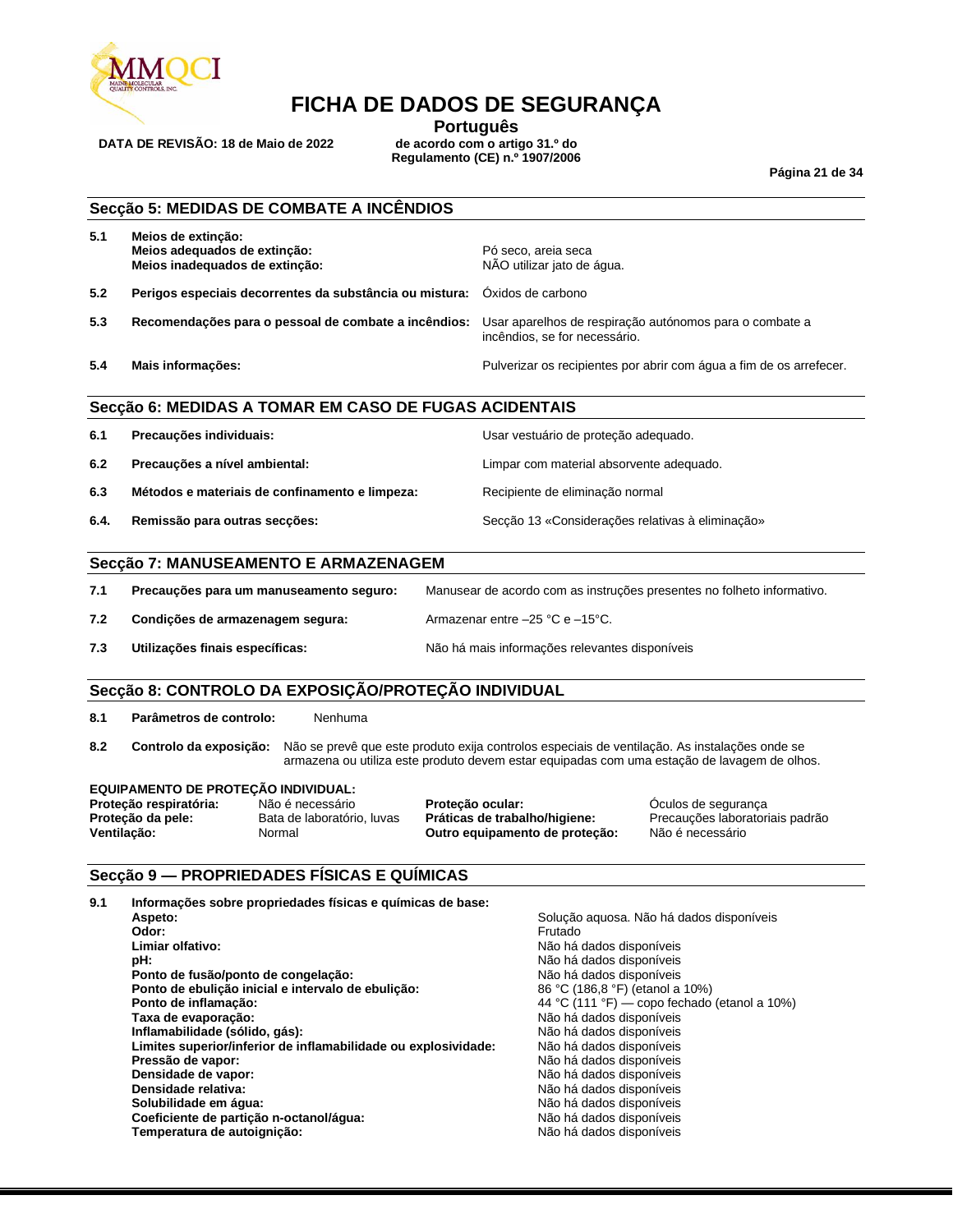# FICHA DE DADOS DE SEGURANÇA

**Português**

**DATA DE REVISÃO: 18 de Maio de 2022**

**de acordo com o artigo 31.º do Regulamento (CE) n.º 1907/2006**

## Secção 5: MEDIDAS DE COMBATE A INCÊNDIOS

| | | |
|---|---|---|
| **5.1** | **Meios de extinção:** | |
| | **Meios adequados de extinção:** | Pó seco, areia seca |
| | **Meios inadequados de extinção:** | NÃO utilizar jato de água. |
| **5.2** | **Perigos especiais decorrentes da substância ou mistura:** | Óxidos de carbono |
| **5.3** | **Recomendações para o pessoal de combate a incêndios:** | Usar aparelhos de respiração autónomos para o combate a incêndios, se for necessário. |
| **5.4** | **Mais informações:** | Pulverizar os recipientes por abrir com água a fim de os arrefecer. |

## Secção 6: MEDIDAS A TOMAR EM CASO DE FUGAS ACIDENTAIS

| | | |
|---|---|---|
| **6.1** | **Precauções individuais:** | Usar vestuário de proteção adequado. |
| **6.2** | **Precauções a nível ambiental:** | Limpar com material absorvente adequado. |
| **6.3** | **Métodos e materiais de confinamento e limpeza:** | Recipiente de eliminação normal |
| **6.4.** | **Remissão para outras secções:** | Secção 13 «Considerações relativas à eliminação» |

## Secção 7: MANUSEAMENTO E ARMAZENAGEM

| | | |
|---|---|---|
| **7.1** | **Precauções para um manuseamento seguro:** | Manusear de acordo com as instruções presentes no folheto informativo. |
| **7.2** | **Condições de armazenagem segura:** | Armazenar entre –25 °C e –15°C. |
| **7.3** | **Utilizações finais específicas:** | Não há mais informações relevantes disponíveis |

## Secção 8: CONTROLO DA EXPOSIÇÃO/PROTEÇÃO INDIVIDUAL

**8.1** **Parâmetros de controlo:** Nenhuma

**8.2** **Controlo da exposição:** Não se prevê que este produto exija controlos especiais de ventilação. As instalações onde se armazena ou utiliza este produto devem estar equipadas com uma estação de lavagem de olhos.

**EQUIPAMENTO DE PROTEÇÃO INDIVIDUAL:**

| | | | |
|---|---|---|---|
| **Proteção respiratória:** | Não é necessário | **Proteção ocular:** | Óculos de segurança |
| **Proteção da pele:** | Bata de laboratório, luvas | **Práticas de trabalho/higiene:** | Precauções laboratoriais padrão |
| **Ventilação:** | Normal | **Outro equipamento de proteção:** | Não é necessário |

## Secção 9 — PROPRIEDADES FÍSICAS E QUÍMICAS

**9.1** **Informações sobre propriedades físicas e químicas de base:**

| | |
|---|---|
| **Aspeto:** | Solução aquosa. Não há dados disponíveis |
| **Odor:** | Frutado |
| **Limiar olfativo:** | Não há dados disponíveis |
| **pH:** | Não há dados disponíveis |
| **Ponto de fusão/ponto de congelação:** | Não há dados disponíveis |
| **Ponto de ebulição inicial e intervalo de ebulição:** | 86 °C (186,8 °F) (etanol a 10%) |
| **Ponto de inflamação:** | 44 °C (111 °F) — copo fechado (etanol a 10%) |
| **Taxa de evaporação:** | Não há dados disponíveis |
| **Inflamabilidade (sólido, gás):** | Não há dados disponíveis |
| **Limites superior/inferior de inflamabilidade ou explosividade:** | Não há dados disponíveis |
| **Pressão de vapor:** | Não há dados disponíveis |
| **Densidade de vapor:** | Não há dados disponíveis |
| **Densidade relativa:** | Não há dados disponíveis |
| **Solubilidade em água:** | Não há dados disponíveis |
| **Coeficiente de partição n-octanol/água:** | Não há dados disponíveis |
| **Temperatura de autoignição:** | Não há dados disponíveis |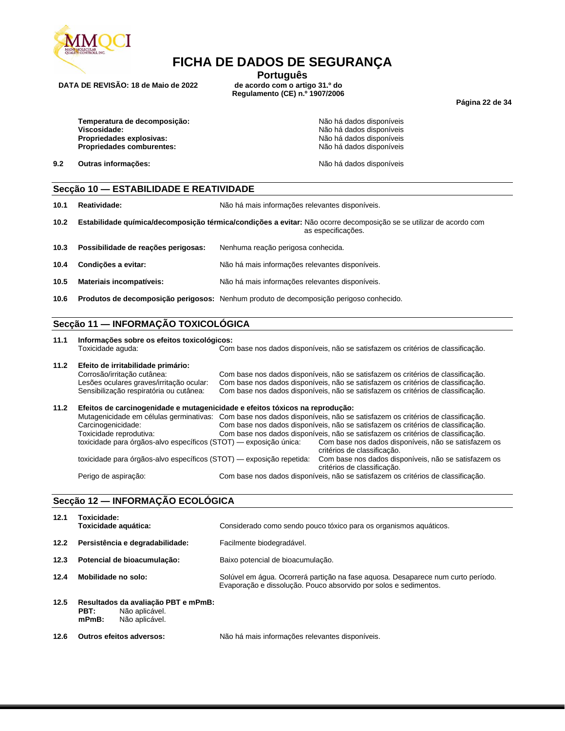**Temperatura de decomposição:** Não há dados disponíveis
**Viscosidade:** Não há dados disponíveis
**Propriedades explosivas:** Não há dados disponíveis
**Propriedades comburentes:** Não há dados disponíveis

**9.2 Outras informações:** Não há dados disponíveis

## Secção 10 — ESTABILIDADE E REATIVIDADE

**10.1 Reatividade:** Não há mais informações relevantes disponíveis.

**10.2 Estabilidade química/decomposição térmica/condições a evitar:** Não ocorre decomposição se se utilizar de acordo com as especificações.

**10.3 Possibilidade de reações perigosas:** Nenhuma reação perigosa conhecida.

**10.4 Condições a evitar:** Não há mais informações relevantes disponíveis.

**10.5 Materiais incompatíveis:** Não há mais informações relevantes disponíveis.

**10.6 Produtos de decomposição perigosos:** Nenhum produto de decomposição perigoso conhecido.

## Secção 11 — INFORMAÇÃO TOXICOLÓGICA

**11.1 Informações sobre os efeitos toxicológicos:**
Toxicidade aguda: Com base nos dados disponíveis, não se satisfazem os critérios de classificação.

**11.2 Efeito de irritabilidade primário:**
Corrosão/irritação cutânea: Com base nos dados disponíveis, não se satisfazem os critérios de classificação.
Lesões oculares graves/irritação ocular: Com base nos dados disponíveis, não se satisfazem os critérios de classificação.
Sensibilização respiratória ou cutânea: Com base nos dados disponíveis, não se satisfazem os critérios de classificação.

**11.2 Efeitos de carcinogenidade e mutagenicidade e efeitos tóxicos na reprodução:**
Mutagenicidade em células germinativas: Com base nos dados disponíveis, não se satisfazem os critérios de classificação.
Carcinogenicidade: Com base nos dados disponíveis, não se satisfazem os critérios de classificação.
Toxicidade reprodutiva: Com base nos dados disponíveis, não se satisfazem os critérios de classificação.
toxicidade para órgãos-alvo específicos (STOT) — exposição única: Com base nos dados disponíveis, não se satisfazem os critérios de classificação.
toxicidade para órgãos-alvo específicos (STOT) — exposição repetida: Com base nos dados disponíveis, não se satisfazem os critérios de classificação.
Perigo de aspiração: Com base nos dados disponíveis, não se satisfazem os critérios de classificação.

## Secção 12 — INFORMAÇÃO ECOLÓGICA

**12.1 Toxicidade:**
**Toxicidade aquática:** Considerado como sendo pouco tóxico para os organismos aquáticos.

**12.2 Persistência e degradabilidade:** Facilmente biodegradável.

**12.3 Potencial de bioacumulação:** Baixo potencial de bioacumulação.

**12.4 Mobilidade no solo:** Solúvel em água. Ocorrerá partição na fase aquosa. Desaparece num curto período. Evaporação e dissolução. Pouco absorvido por solos e sedimentos.

**12.5 Resultados da avaliação PBT e mPmB:**
**PBT:** Não aplicável.
**mPmB:** Não aplicável.

**12.6 Outros efeitos adversos:** Não há mais informações relevantes disponíveis.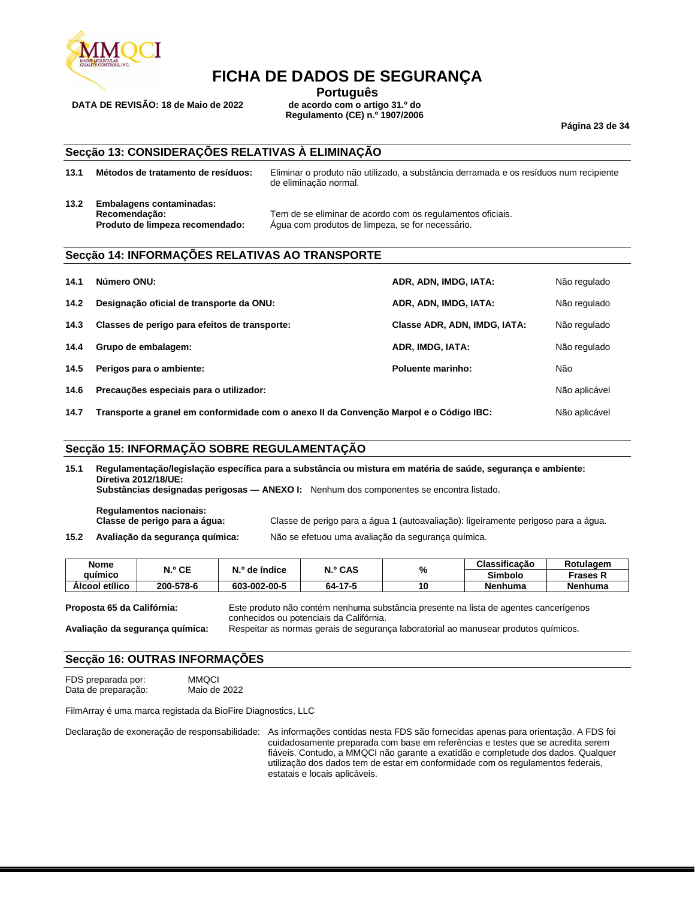## Secção 13: CONSIDERAÇÕES RELATIVAS À ELIMINAÇÃO

**13.1 Métodos de tratamento de resíduos:** Eliminar o produto não utilizado, a substância derramada e os resíduos num recipiente de eliminação normal.

**13.2 Embalagens contaminadas:**
**Recomendação:** Tem de se eliminar de acordo com os regulamentos oficiais.
**Produto de limpeza recomendado:** Água com produtos de limpeza, se for necessário.

## Secção 14: INFORMAÇÕES RELATIVAS AO TRANSPORTE

| | | | |
|---|---|---|---|
| **14.1** | **Número ONU:** | **ADR, ADN, IMDG, IATA:** | Não regulado |
| **14.2** | **Designação oficial de transporte da ONU:** | **ADR, ADN, IMDG, IATA:** | Não regulado |
| **14.3** | **Classes de perigo para efeitos de transporte:** | **Classe ADR, ADN, IMDG, IATA:** | Não regulado |
| **14.4** | **Grupo de embalagem:** | **ADR, IMDG, IATA:** | Não regulado |
| **14.5** | **Perigos para o ambiente:** | **Poluente marinho:** | Não |
| **14.6** | **Precauções especiais para o utilizador:** | | Não aplicável |
| **14.7** | **Transporte a granel em conformidade com o anexo II da Convenção Marpol e o Código IBC:** | | Não aplicável |

## Secção 15: INFORMAÇÃO SOBRE REGULAMENTAÇÃO

**15.1 Regulamentação/legislação específica para a substância ou mistura em matéria de saúde, segurança e ambiente:**
**Diretiva 2012/18/UE:**
**Substâncias designadas perigosas — ANEXO I:** Nenhum dos componentes se encontra listado.

**Regulamentos nacionais:**
**Classe de perigo para a água:** Classe de perigo para a água 1 (autoavaliação): ligeiramente perigoso para a água.

**15.2 Avaliação da segurança química:** Não se efetuou uma avaliação da segurança química.

| Nome químico | N.º CE | N.º de índice | N.º CAS | % | Classificação | Rotulagem |
|---|---|---|---|---|---|---|
| | | | | | Símbolo | Frases R |
| Álcool etílico | 200-578-6 | 603-002-00-5 | 64-17-5 | 10 | Nenhuma | Nenhuma |

**Proposta 65 da Califórnia:** Este produto não contém nenhuma substância presente na lista de agentes cancerígenos conhecidos ou potenciais da Califórnia.

**Avaliação da segurança química:** Respeitar as normas gerais de segurança laboratorial ao manusear produtos químicos.

## Secção 16: OUTRAS INFORMAÇÕES

FDS preparada por: MMQCI
Data de preparação: Maio de 2022

FilmArray é uma marca registada da BioFire Diagnostics, LLC

Declaração de exoneração de responsabilidade: As informações contidas nesta FDS são fornecidas apenas para orientação. A FDS foi cuidadosamente preparada com base em referências e testes que se acredita serem fiáveis. Contudo, a MMQCI não garante a exatidão e completude dos dados. Qualquer utilização dos dados tem de estar em conformidade com os regulamentos federais, estatais e locais aplicáveis.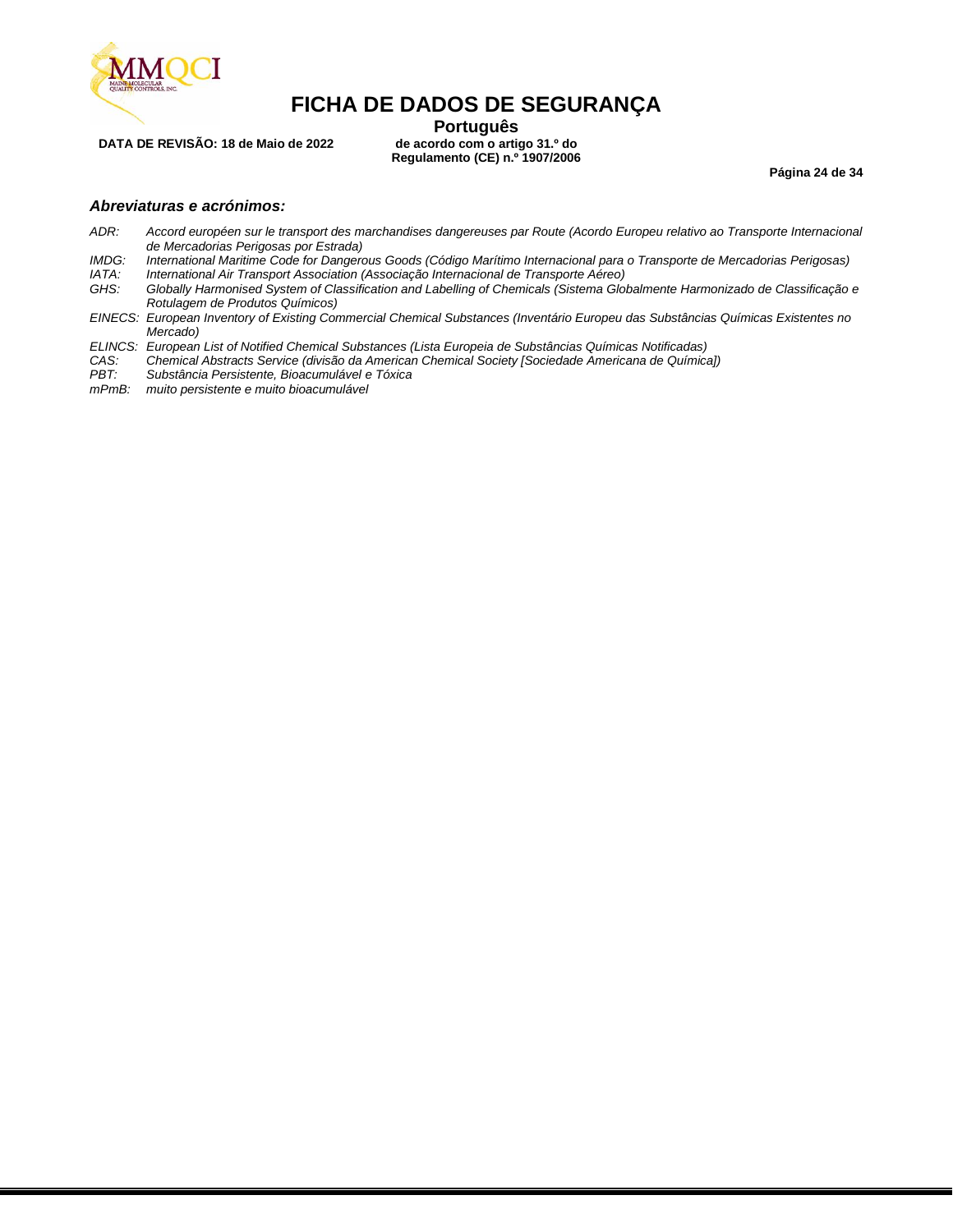### *Abreviaturas e acrónimos:*

*ADR:* *Accord européen sur le transport des marchandises dangereuses par Route (Acordo Europeu relativo ao Transporte Internacional de Mercadorias Perigosas por Estrada)*
*IMDG:* *International Maritime Code for Dangerous Goods (Código Marítimo Internacional para o Transporte de Mercadorias Perigosas)*
*IATA:* *International Air Transport Association (Associação Internacional de Transporte Aéreo)*
*GHS:* *Globally Harmonised System of Classification and Labelling of Chemicals (Sistema Globalmente Harmonizado de Classificação e Rotulagem de Produtos Químicos)*
*EINECS:* *European Inventory of Existing Commercial Chemical Substances (Inventário Europeu das Substâncias Químicas Existentes no Mercado)*
*ELINCS:* *European List of Notified Chemical Substances (Lista Europeia de Substâncias Químicas Notificadas)*
*CAS:* *Chemical Abstracts Service (divisão da American Chemical Society [Sociedade Americana de Química])*
*PBT:* *Substância Persistente, Bioacumulável e Tóxica*
*mPmB:* *muito persistente e muito bioacumulável*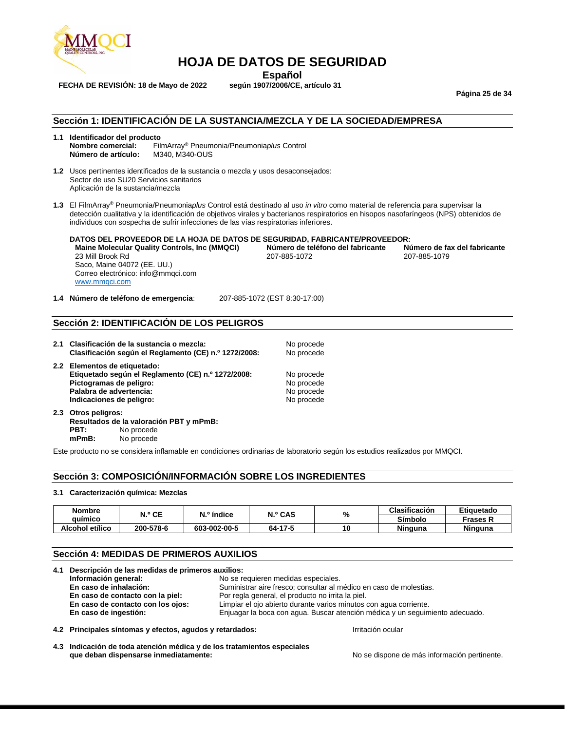# HOJA DE DATOS DE SEGURIDAD

**Español**

**FECHA DE REVISIÓN: 18 de Mayo de 2022** **según 1907/2006/CE, artículo 31**

## Sección 1: IDENTIFICACIÓN DE LA SUSTANCIA/MEZCLA Y DE LA SOCIEDAD/EMPRESA

**1.1 Identificador del producto**
**Nombre comercial:** FilmArray® Pneumonia/Pneumonia*plus* Control
**Número de artículo:** M340, M340-OUS

**1.2** Usos pertinentes identificados de la sustancia o mezcla y usos desaconsejados:
Sector de uso SU20 Servicios sanitarios
Aplicación de la sustancia/mezcla

**1.3** El FilmArray® Pneumonia/Pneumonia*plus* Control está destinado al uso *in vitro* como material de referencia para supervisar la detección cualitativa y la identificación de objetivos virales y bacterianos respiratorios en hisopos nasofaríngeos (NPS) obtenidos de individuos con sospecha de sufrir infecciones de las vías respiratorias inferiores.

**DATOS DEL PROVEEDOR DE LA HOJA DE DATOS DE SEGURIDAD, FABRICANTE/PROVEEDOR:**

**Maine Molecular Quality Controls, Inc (MMQCI)**
23 Mill Brook Rd
Saco, Maine 04072 (EE. UU.)
Correo electrónico: info@mmqci.com
www.mmqci.com

**Número de teléfono del fabricante:** 207-885-1072

**Número de fax del fabricante:** 207-885-1079

**1.4 Número de teléfono de emergencia**: 207-885-1072 (EST 8:30-17:00)

## Sección 2: IDENTIFICACIÓN DE LOS PELIGROS

**2.1 Clasificación de la sustancia o mezcla:** No procede
**Clasificación según el Reglamento (CE) n.º 1272/2008:** No procede

**2.2 Elementos de etiquetado:**
**Etiquetado según el Reglamento (CE) n.º 1272/2008:** No procede
**Pictogramas de peligro:** No procede
**Palabra de advertencia:** No procede
**Indicaciones de peligro:** No procede

**2.3 Otros peligros:**
**Resultados de la valoración PBT y mPmB:**
**PBT:** No procede
**mPmB:** No procede

Este producto no se considera inflamable en condiciones ordinarias de laboratorio según los estudios realizados por MMQCI.

## Sección 3: COMPOSICIÓN/INFORMACIÓN SOBRE LOS INGREDIENTES

**3.1 Caracterización química: Mezclas**

| Nombre químico | N.º CE | N.º índice | N.º CAS | % | Clasificación Símbolo | Etiquetado Frases R |
|---|---|---|---|---|---|---|
| Alcohol etílico | 200-578-6 | 603-002-00-5 | 64-17-5 | 10 | Ninguna | Ninguna |

## Sección 4: MEDIDAS DE PRIMEROS AUXILIOS

**4.1 Descripción de las medidas de primeros auxilios:**
**Información general:** No se requieren medidas especiales.
**En caso de inhalación:** Suministrar aire fresco; consultar al médico en caso de molestias.
**En caso de contacto con la piel:** Por regla general, el producto no irrita la piel.
**En caso de contacto con los ojos:** Limpiar el ojo abierto durante varios minutos con agua corriente.
**En caso de ingestión:** Enjuagar la boca con agua. Buscar atención médica y un seguimiento adecuado.

**4.2 Principales síntomas y efectos, agudos y retardados:** Irritación ocular

**4.3 Indicación de toda atención médica y de los tratamientos especiales que deban dispensarse inmediatamente:** No se dispone de más información pertinente.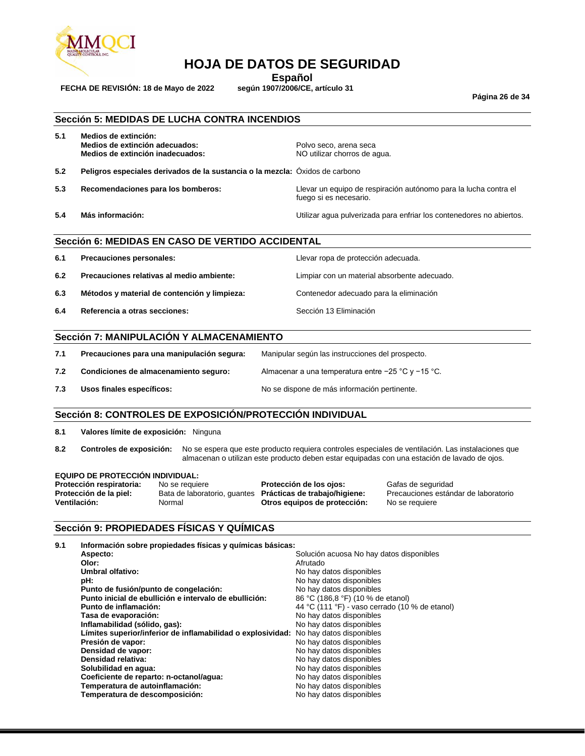# HOJA DE DATOS DE SEGURIDAD

**Español**

**FECHA DE REVISIÓN: 18 de Mayo de 2022** **según 1907/2006/CE, artículo 31**

## Sección 5: MEDIDAS DE LUCHA CONTRA INCENDIOS

| | | |
|---|---|---|
| **5.1** | **Medios de extinción:** | |
| | **Medios de extinción adecuados:** | Polvo seco, arena seca |
| | **Medios de extinción inadecuados:** | NO utilizar chorros de agua. |
| **5.2** | **Peligros especiales derivados de la sustancia o la mezcla:** | Óxidos de carbono |
| **5.3** | **Recomendaciones para los bomberos:** | Llevar un equipo de respiración autónomo para la lucha contra el fuego si es necesario. |
| **5.4** | **Más información:** | Utilizar agua pulverizada para enfriar los contenedores no abiertos. |

## Sección 6: MEDIDAS EN CASO DE VERTIDO ACCIDENTAL

| | | |
|---|---|---|
| **6.1** | **Precauciones personales:** | Llevar ropa de protección adecuada. |
| **6.2** | **Precauciones relativas al medio ambiente:** | Limpiar con un material absorbente adecuado. |
| **6.3** | **Métodos y material de contención y limpieza:** | Contenedor adecuado para la eliminación |
| **6.4** | **Referencia a otras secciones:** | Sección 13 Eliminación |

## Sección 7: MANIPULACIÓN Y ALMACENAMIENTO

| | | |
|---|---|---|
| **7.1** | **Precauciones para una manipulación segura:** | Manipular según las instrucciones del prospecto. |
| **7.2** | **Condiciones de almacenamiento seguro:** | Almacenar a una temperatura entre −25 °C y −15 °C. |
| **7.3** | **Usos finales específicos:** | No se dispone de más información pertinente. |

## Sección 8: CONTROLES DE EXPOSICIÓN/PROTECCIÓN INDIVIDUAL

**8.1** **Valores límite de exposición:** Ninguna

**8.2** **Controles de exposición:** No se espera que este producto requiera controles especiales de ventilación. Las instalaciones que almacenan o utilizan este producto deben estar equipadas con una estación de lavado de ojos.

**EQUIPO DE PROTECCIÓN INDIVIDUAL:**

| | | | |
|---|---|---|---|
| **Protección respiratoria:** | No se requiere | **Protección de los ojos:** | Gafas de seguridad |
| **Protección de la piel:** | Bata de laboratorio, guantes | **Prácticas de trabajo/higiene:** | Precauciones estándar de laboratorio |
| **Ventilación:** | Normal | **Otros equipos de protección:** | No se requiere |

## Sección 9: PROPIEDADES FÍSICAS Y QUÍMICAS

**9.1** **Información sobre propiedades físicas y químicas básicas:**

| | |
|---|---|
| **Aspecto:** | Solución acuosa No hay datos disponibles |
| **Olor:** | Afrutado |
| **Umbral olfativo:** | No hay datos disponibles |
| **pH:** | No hay datos disponibles |
| **Punto de fusión/punto de congelación:** | No hay datos disponibles |
| **Punto inicial de ebullición e intervalo de ebullición:** | 86 °C (186,8 °F) (10 % de etanol) |
| **Punto de inflamación:** | 44 °C (111 °F) - vaso cerrado (10 % de etanol) |
| **Tasa de evaporación:** | No hay datos disponibles |
| **Inflamabilidad (sólido, gas):** | No hay datos disponibles |
| **Límites superior/inferior de inflamabilidad o explosividad:** | No hay datos disponibles |
| **Presión de vapor:** | No hay datos disponibles |
| **Densidad de vapor:** | No hay datos disponibles |
| **Densidad relativa:** | No hay datos disponibles |
| **Solubilidad en agua:** | No hay datos disponibles |
| **Coeficiente de reparto: n-octanol/agua:** | No hay datos disponibles |
| **Temperatura de autoinflamación:** | No hay datos disponibles |
| **Temperatura de descomposición:** | No hay datos disponibles |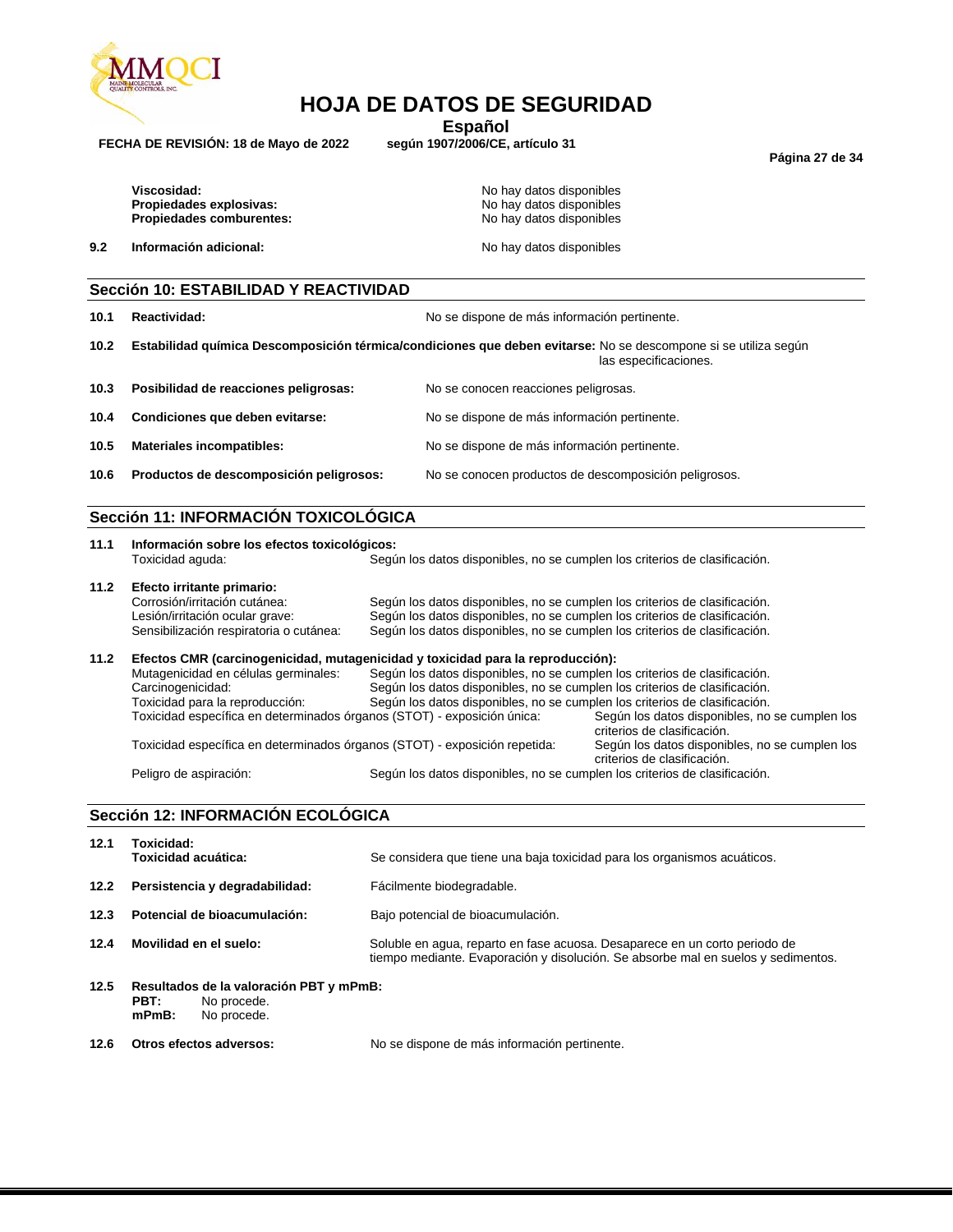**Viscosidad:** No hay datos disponibles
**Propiedades explosivas:** No hay datos disponibles
**Propiedades comburentes:** No hay datos disponibles

**9.2 Información adicional:** No hay datos disponibles

## Sección 10: ESTABILIDAD Y REACTIVIDAD

**10.1 Reactividad:** No se dispone de más información pertinente.

**10.2 Estabilidad química Descomposición térmica/condiciones que deben evitarse:** No se descompone si se utiliza según las especificaciones.

**10.3 Posibilidad de reacciones peligrosas:** No se conocen reacciones peligrosas.

**10.4 Condiciones que deben evitarse:** No se dispone de más información pertinente.

**10.5 Materiales incompatibles:** No se dispone de más información pertinente.

**10.6 Productos de descomposición peligrosos:** No se conocen productos de descomposición peligrosos.

## Sección 11: INFORMACIÓN TOXICOLÓGICA

**11.1 Información sobre los efectos toxicológicos:**
Toxicidad aguda: Según los datos disponibles, no se cumplen los criterios de clasificación.

**11.2 Efecto irritante primario:**
Corrosión/irritación cutánea: Según los datos disponibles, no se cumplen los criterios de clasificación.
Lesión/irritación ocular grave: Según los datos disponibles, no se cumplen los criterios de clasificación.
Sensibilización respiratoria o cutánea: Según los datos disponibles, no se cumplen los criterios de clasificación.

**11.2 Efectos CMR (carcinogenicidad, mutagenicidad y toxicidad para la reproducción):**
Mutagenicidad en células germinales: Según los datos disponibles, no se cumplen los criterios de clasificación.
Carcinogenicidad: Según los datos disponibles, no se cumplen los criterios de clasificación.
Toxicidad para la reproducción: Según los datos disponibles, no se cumplen los criterios de clasificación.
Toxicidad específica en determinados órganos (STOT) - exposición única: Según los datos disponibles, no se cumplen los criterios de clasificación.
Toxicidad específica en determinados órganos (STOT) - exposición repetida: Según los datos disponibles, no se cumplen los criterios de clasificación.
Peligro de aspiración: Según los datos disponibles, no se cumplen los criterios de clasificación.

## Sección 12: INFORMACIÓN ECOLÓGICA

**12.1 Toxicidad:**
**Toxicidad acuática:** Se considera que tiene una baja toxicidad para los organismos acuáticos.

**12.2 Persistencia y degradabilidad:** Fácilmente biodegradable.

**12.3 Potencial de bioacumulación:** Bajo potencial de bioacumulación.

**12.4 Movilidad en el suelo:** Soluble en agua, reparto en fase acuosa. Desaparece en un corto periodo de tiempo mediante. Evaporación y disolución. Se absorbe mal en suelos y sedimentos.

**12.5 Resultados de la valoración PBT y mPmB:**
**PBT:** No procede.
**mPmB:** No procede.

**12.6 Otros efectos adversos:** No se dispone de más información pertinente.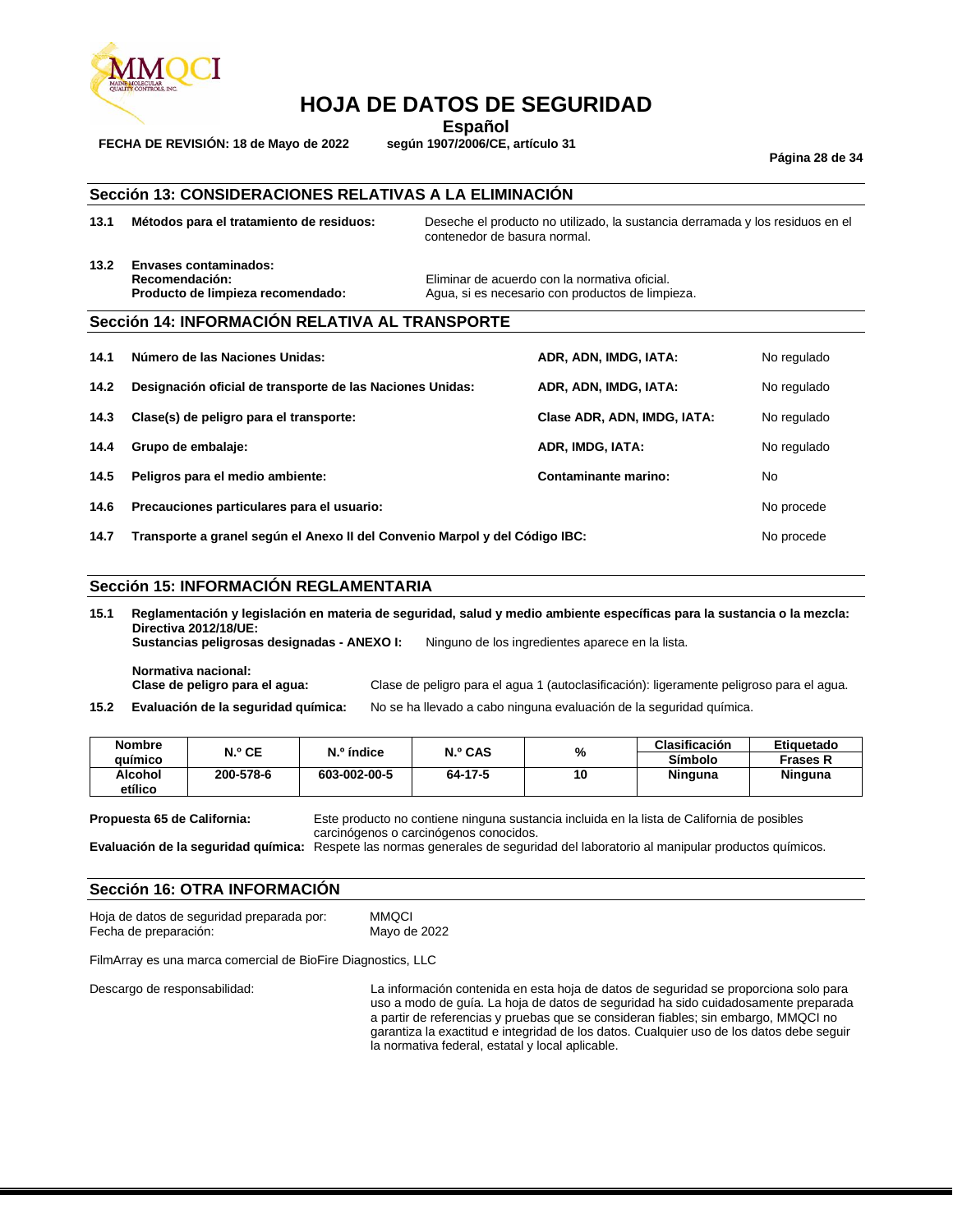# HOJA DE DATOS DE SEGURIDAD

**Español**

**FECHA DE REVISIÓN: 18 de Mayo de 2022** **según 1907/2006/CE, artículo 31**

## Sección 13: CONSIDERACIONES RELATIVAS A LA ELIMINACIÓN

**13.1 Métodos para el tratamiento de residuos:** Deseche el producto no utilizado, la sustancia derramada y los residuos en el contenedor de basura normal.

**13.2 Envases contaminados:**
**Recomendación:** Eliminar de acuerdo con la normativa oficial.
**Producto de limpieza recomendado:** Agua, si es necesario con productos de limpieza.

## Sección 14: INFORMACIÓN RELATIVA AL TRANSPORTE

| | | | |
|---|---|---|---|
| **14.1** | **Número de las Naciones Unidas:** | **ADR, ADN, IMDG, IATA:** | No regulado |
| **14.2** | **Designación oficial de transporte de las Naciones Unidas:** | **ADR, ADN, IMDG, IATA:** | No regulado |
| **14.3** | **Clase(s) de peligro para el transporte:** | **Clase ADR, ADN, IMDG, IATA:** | No regulado |
| **14.4** | **Grupo de embalaje:** | **ADR, IMDG, IATA:** | No regulado |
| **14.5** | **Peligros para el medio ambiente:** | **Contaminante marino:** | No |
| **14.6** | **Precauciones particulares para el usuario:** | | No procede |
| **14.7** | **Transporte a granel según el Anexo II del Convenio Marpol y del Código IBC:** | | No procede |

## Sección 15: INFORMACIÓN REGLAMENTARIA

**15.1 Reglamentación y legislación en materia de seguridad, salud y medio ambiente específicas para la sustancia o la mezcla:**
**Directiva 2012/18/UE:**
**Sustancias peligrosas designadas - ANEXO I:** Ninguno de los ingredientes aparece en la lista.

**Normativa nacional:**
**Clase de peligro para el agua:** Clase de peligro para el agua 1 (autoclasificación): ligeramente peligroso para el agua.

**15.2 Evaluación de la seguridad química:** No se ha llevado a cabo ninguna evaluación de la seguridad química.

| Nombre químico | N.º CE | N.º índice | N.º CAS | % | Clasificación | Etiquetado |
|---|---|---|---|---|---|---|
| | | | | | Símbolo | Frases R |
| Alcohol etílico | 200-578-6 | 603-002-00-5 | 64-17-5 | 10 | Ninguna | Ninguna |

**Propuesta 65 de California:** Este producto no contiene ninguna sustancia incluida en la lista de California de posibles carcinógenos o carcinógenos conocidos.
**Evaluación de la seguridad química:** Respete las normas generales de seguridad del laboratorio al manipular productos químicos.

## Sección 16: OTRA INFORMACIÓN

Hoja de datos de seguridad preparada por: MMQCI
Fecha de preparación: Mayo de 2022

FilmArray es una marca comercial de BioFire Diagnostics, LLC

Descargo de responsabilidad: La información contenida en esta hoja de datos de seguridad se proporciona solo para uso a modo de guía. La hoja de datos de seguridad ha sido cuidadosamente preparada a partir de referencias y pruebas que se consideran fiables; sin embargo, MMQCI no garantiza la exactitud e integridad de los datos. Cualquier uso de los datos debe seguir la normativa federal, estatal y local aplicable.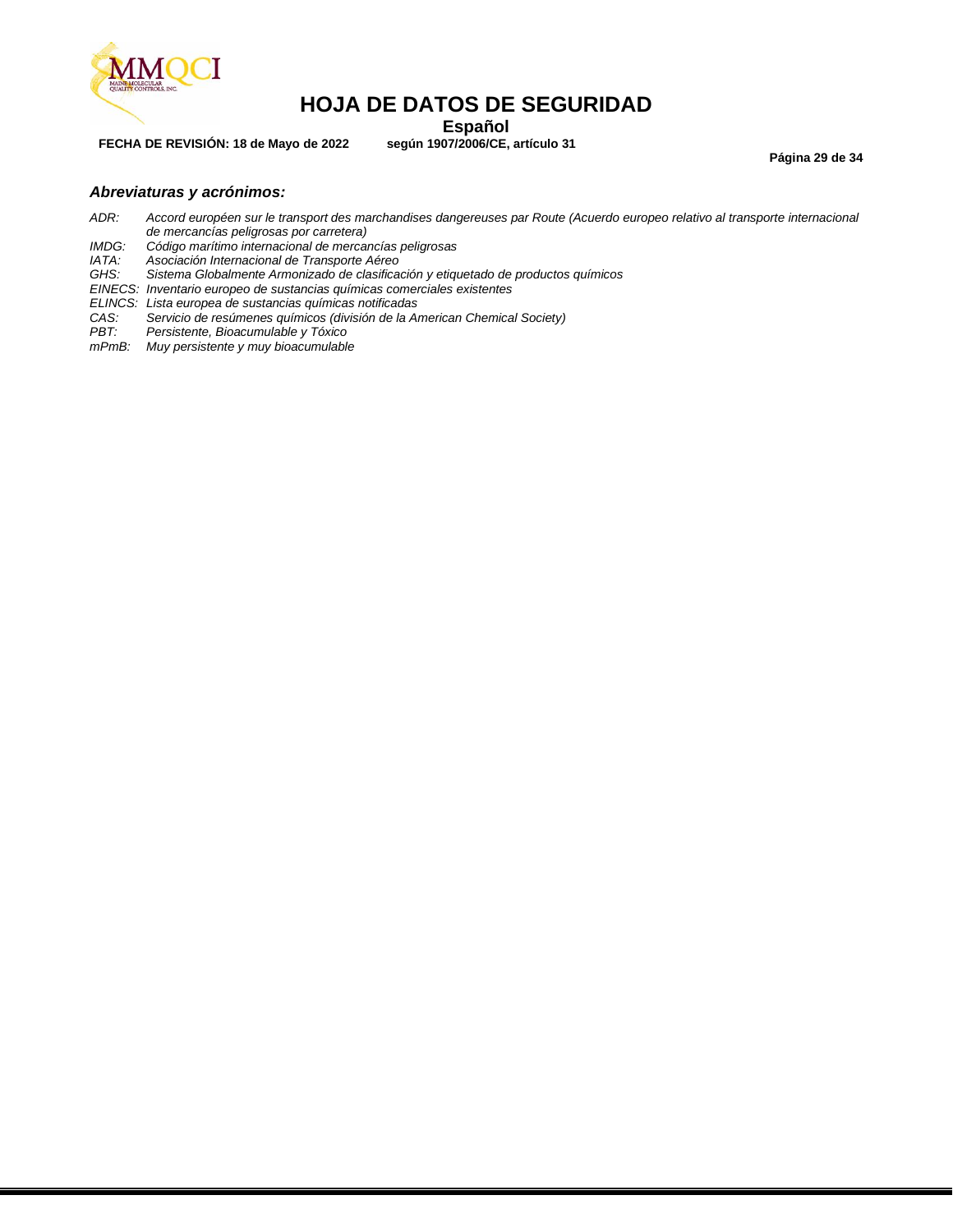### *Abreviaturas y acrónimos:*

*ADR: Accord européen sur le transport des marchandises dangereuses par Route (Acuerdo europeo relativo al transporte internacional de mercancías peligrosas por carretera)*
*IMDG: Código marítimo internacional de mercancías peligrosas*
*IATA: Asociación Internacional de Transporte Aéreo*
*GHS: Sistema Globalmente Armonizado de clasificación y etiquetado de productos químicos*
*EINECS: Inventario europeo de sustancias químicas comerciales existentes*
*ELINCS: Lista europea de sustancias químicas notificadas*
*CAS: Servicio de resúmenes químicos (división de la American Chemical Society)*
*PBT: Persistente, Bioacumulable y Tóxico*
*mPmB: Muy persistente y muy bioacumulable*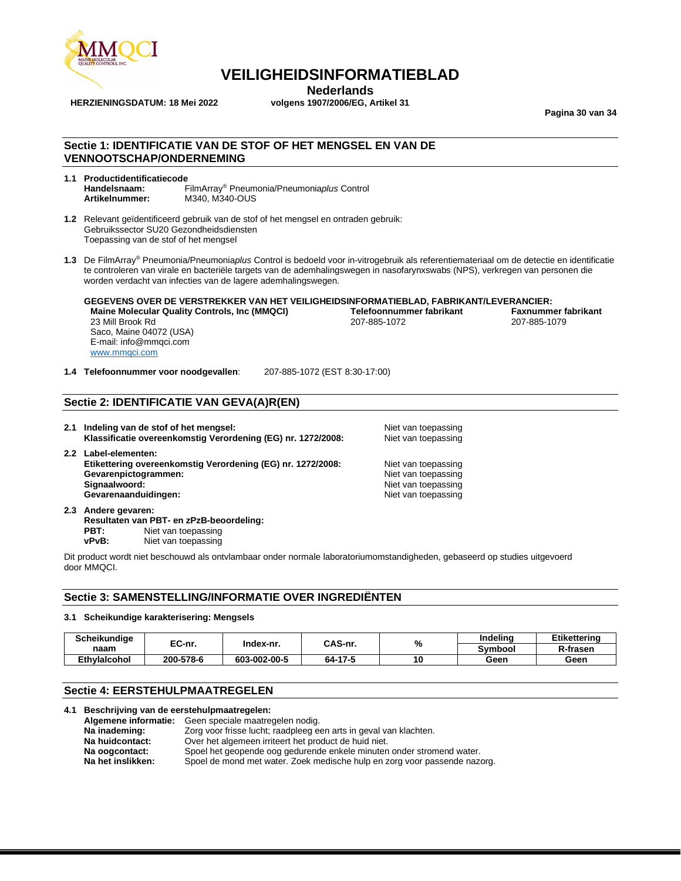# VEILIGHEIDSINFORMATIEBLAD

**Nederlands**

**HERZIENINGSDATUM: 18 Mei 2022** **volgens 1907/2006/EG, Artikel 31**

## Sectie 1: IDENTIFICATIE VAN DE STOF OF HET MENGSEL EN VAN DE VENNOOTSCHAP/ONDERNEMING

**1.1 Productidentificatiecode**

**Handelsnaam:** FilmArray® Pneumonia/Pneumonia*plus* Control
**Artikelnummer:** M340, M340-OUS

**1.2** Relevant geïdentificeerd gebruik van de stof of het mengsel en ontraden gebruik:
Gebruikssector SU20 Gezondheidsdiensten
Toepassing van de stof of het mengsel

**1.3** De FilmArray® Pneumonia/Pneumonia*plus* Control is bedoeld voor in-vitrogebruik als referentiemateriaal om de detectie en identificatie te controleren van virale en bacteriële targets van de ademhalingswegen in nasofarynxswabs (NPS), verkregen van personen die worden verdacht van infecties van de lagere ademhalingswegen.

**GEGEVENS OVER DE VERSTREKKER VAN HET VEILIGHEIDSINFORMATIEBLAD, FABRIKANT/LEVERANCIER:**

**Maine Molecular Quality Controls, Inc (MMQCI)**
23 Mill Brook Rd
Saco, Maine 04072 (USA)
E-mail: info@mmqci.com
www.mmqci.com

**Telefoonnummer fabrikant**
207-885-1072

**Faxnummer fabrikant**
207-885-1079

**1.4 Telefoonnummer voor noodgevallen**: 207-885-1072 (EST 8:30-17:00)

## Sectie 2: IDENTIFICATIE VAN GEVA(A)R(EN)

**2.1 Indeling van de stof of het mengsel:** Niet van toepassing
**Klassificatie overeenkomstig Verordening (EG) nr. 1272/2008:** Niet van toepassing

**2.2 Label-elementen:**
**Etikettering overeenkomstig Verordening (EG) nr. 1272/2008:** Niet van toepassing
**Gevarenpictogrammen:** Niet van toepassing
**Signaalwoord:** Niet van toepassing
**Gevarenaanduidingen:** Niet van toepassing

**2.3 Andere gevaren:**
**Resultaten van PBT- en zPzB-beoordeling:**
**PBT:** Niet van toepassing
**vPvB:** Niet van toepassing

Dit product wordt niet beschouwd als ontvlambaar onder normale laboratoriumomstandigheden, gebaseerd op studies uitgevoerd door MMQCI.

## Sectie 3: SAMENSTELLING/INFORMATIE OVER INGREDIËNTEN

**3.1 Scheikundige karakterisering: Mengsels**

| Scheikundige naam | EC-nr. | Index-nr. | CAS-nr. | % | Indeling | Etikettering |
|---|---|---|---|---|---|---|
| | | | | | Symbool | R-frasen |
| Ethylalcohol | 200-578-6 | 603-002-00-5 | 64-17-5 | 10 | Geen | Geen |

## Sectie 4: EERSTEHULPMAATREGELEN

**4.1 Beschrijving van de eerstehulpmaatregelen:**

**Algemene informatie:** Geen speciale maatregelen nodig.
**Na inademing:** Zorg voor frisse lucht; raadpleeg een arts in geval van klachten.
**Na huidcontact:** Over het algemeen irriteert het product de huid niet.
**Na oogcontact:** Spoel het geopende oog gedurende enkele minuten onder stromend water.
**Na het inslikken:** Spoel de mond met water. Zoek medische hulp en zorg voor passende nazorg.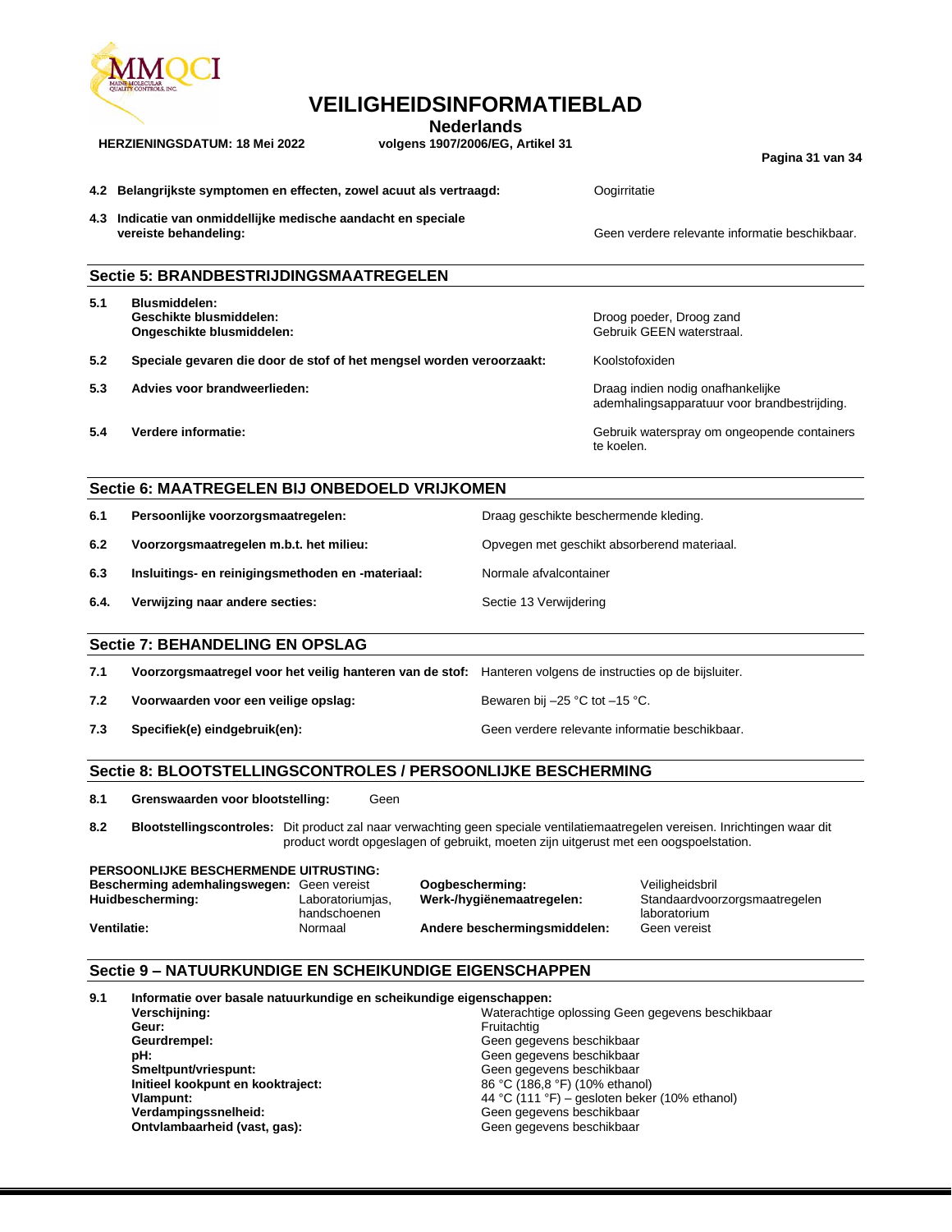**4.2 Belangrijkste symptomen en effecten, zowel acuut als vertraagd:** Oogirritatie

**4.3 Indicatie van onmiddellijke medische aandacht en speciale vereiste behandeling:** Geen verdere relevante informatie beschikbaar.

## Sectie 5: BRANDBESTRIJDINGSMAATREGELEN

| | | |
|---|---|---|
| **5.1** | **Blusmiddelen:** | |
| | **Geschikte blusmiddelen:** | Droog poeder, Droog zand |
| | **Ongeschikte blusmiddelen:** | Gebruik GEEN waterstraal. |
| **5.2** | **Speciale gevaren die door de stof of het mengsel worden veroorzaakt:** | Koolstofoxiden |
| **5.3** | **Advies voor brandweerlieden:** | Draag indien nodig onafhankelijke ademhalingsapparatuur voor brandbestrijding. |
| **5.4** | **Verdere informatie:** | Gebruik waterspray om ongeopende containers te koelen. |

## Sectie 6: MAATREGELEN BIJ ONBEDOELD VRIJKOMEN

| | | |
|---|---|---|
| **6.1** | **Persoonlijke voorzorgsmaatregelen:** | Draag geschikte beschermende kleding. |
| **6.2** | **Voorzorgsmaatregelen m.b.t. het milieu:** | Opvegen met geschikt absorberend materiaal. |
| **6.3** | **Insluitings- en reinigingsmethoden en -materiaal:** | Normale afvalcontainer |
| **6.4.** | **Verwijzing naar andere secties:** | Sectie 13 Verwijdering |

## Sectie 7: BEHANDELING EN OPSLAG

| | | |
|---|---|---|
| **7.1** | **Voorzorgsmaatregel voor het veilig hanteren van de stof:** | Hanteren volgens de instructies op de bijsluiter. |
| **7.2** | **Voorwaarden voor een veilige opslag:** | Bewaren bij –25 °C tot –15 °C. |
| **7.3** | **Specifiek(e) eindgebruik(en):** | Geen verdere relevante informatie beschikbaar. |

## Sectie 8: BLOOTSTELLINGSCONTROLES / PERSOONLIJKE BESCHERMING

**8.1 Grenswaarden voor blootstelling:** Geen

**8.2 Blootstellingscontroles:** Dit product zal naar verwachting geen speciale ventilatiemaatregelen vereisen. Inrichtingen waar dit product wordt opgeslagen of gebruikt, moeten zijn uitgerust met een oogspoelstation.

**PERSOONLIJKE BESCHERMENDE UITRUSTING:**

| | | | |
|---|---|---|---|
| **Bescherming ademhalingswegen:** | Geen vereist | **Oogbescherming:** | Veiligheidsbril |
| **Huidbescherming:** | Laboratoriumjas, handschoenen | **Werk-/hygiënemaatregelen:** | Standaardvoorzorgsmaatregelen laboratorium |
| **Ventilatie:** | Normaal | **Andere beschermingsmiddelen:** | Geen vereist |

## Sectie 9 – NATUURKUNDIGE EN SCHEIKUNDIGE EIGENSCHAPPEN

**9.1 Informatie over basale natuurkundige en scheikundige eigenschappen:**

| | |
|---|---|
| **Verschijning:** | Waterachtige oplossing Geen gegevens beschikbaar |
| **Geur:** | Fruitachtig |
| **Geurdrempel:** | Geen gegevens beschikbaar |
| **pH:** | Geen gegevens beschikbaar |
| **Smeltpunt/vriespunt:** | Geen gegevens beschikbaar |
| **Initieel kookpunt en kooktraject:** | 86 °C (186,8 °F) (10% ethanol) |
| **Vlampunt:** | 44 °C (111 °F) – gesloten beker (10% ethanol) |
| **Verdampingssnelheid:** | Geen gegevens beschikbaar |
| **Ontvlambaarheid (vast, gas):** | Geen gegevens beschikbaar |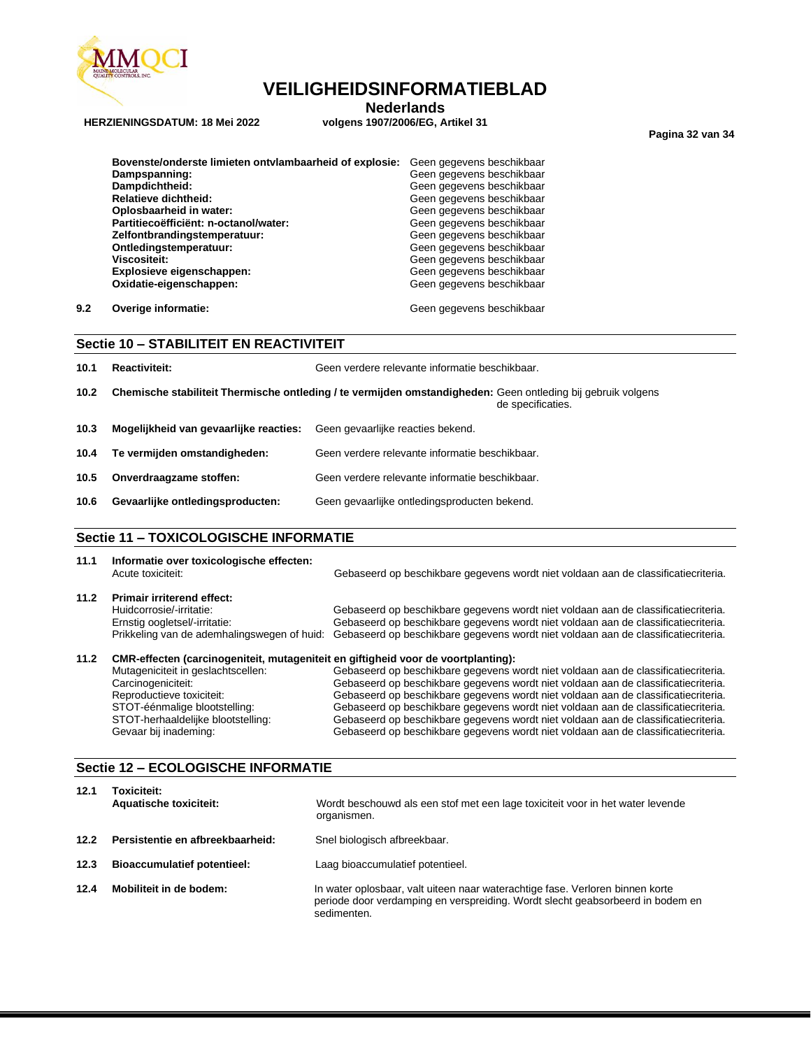| | |
|---|---|
| **Bovenste/onderste limieten ontvlambaarheid of explosie:** | Geen gegevens beschikbaar |
| **Dampspanning:** | Geen gegevens beschikbaar |
| **Dampdichtheid:** | Geen gegevens beschikbaar |
| **Relatieve dichtheid:** | Geen gegevens beschikbaar |
| **Oplosbaarheid in water:** | Geen gegevens beschikbaar |
| **Partitiecoëfficiënt: n-octanol/water:** | Geen gegevens beschikbaar |
| **Zelfontbrandingstemperatuur:** | Geen gegevens beschikbaar |
| **Ontledingstemperatuur:** | Geen gegevens beschikbaar |
| **Viscositeit:** | Geen gegevens beschikbaar |
| **Explosieve eigenschappen:** | Geen gegevens beschikbaar |
| **Oxidatie-eigenschappen:** | Geen gegevens beschikbaar |

**9.2 Overige informatie:** Geen gegevens beschikbaar

## Sectie 10 – STABILITEIT EN REACTIVITEIT

**10.1 Reactiviteit:** Geen verdere relevante informatie beschikbaar.

**10.2 Chemische stabiliteit Thermische ontleding / te vermijden omstandigheden:** Geen ontleding bij gebruik volgens de specificaties.

**10.3 Mogelijkheid van gevaarlijke reacties:** Geen gevaarlijke reacties bekend.

**10.4 Te vermijden omstandigheden:** Geen verdere relevante informatie beschikbaar.

**10.5 Onverdraagzame stoffen:** Geen verdere relevante informatie beschikbaar.

**10.6 Gevaarlijke ontledingsproducten:** Geen gevaarlijke ontledingsproducten bekend.

## Sectie 11 – TOXICOLOGISCHE INFORMATIE

**11.1 Informatie over toxicologische effecten:**

| | |
|---|---|
| Acute toxiciteit: | Gebaseerd op beschikbare gegevens wordt niet voldaan aan de classificatiecriteria. |

**11.2 Primair irriterend effect:**

| | |
|---|---|
| Huidcorrosie/-irritatie: | Gebaseerd op beschikbare gegevens wordt niet voldaan aan de classificatiecriteria. |
| Ernstig oogletsel/-irritatie: | Gebaseerd op beschikbare gegevens wordt niet voldaan aan de classificatiecriteria. |
| Prikkeling van de ademhalingswegen of huid: | Gebaseerd op beschikbare gegevens wordt niet voldaan aan de classificatiecriteria. |

**11.2 CMR-effecten (carcinogeniteit, mutageniteit en giftigheid voor de voortplanting):**

| | |
|---|---|
| Mutageniciteit in geslachtscellen: | Gebaseerd op beschikbare gegevens wordt niet voldaan aan de classificatiecriteria. |
| Carcinogeniciteit: | Gebaseerd op beschikbare gegevens wordt niet voldaan aan de classificatiecriteria. |
| Reproductieve toxiciteit: | Gebaseerd op beschikbare gegevens wordt niet voldaan aan de classificatiecriteria. |
| STOT-éénmalige blootstelling: | Gebaseerd op beschikbare gegevens wordt niet voldaan aan de classificatiecriteria. |
| STOT-herhaaldelijke blootstelling: | Gebaseerd op beschikbare gegevens wordt niet voldaan aan de classificatiecriteria. |
| Gevaar bij inademing: | Gebaseerd op beschikbare gegevens wordt niet voldaan aan de classificatiecriteria. |

## Sectie 12 – ECOLOGISCHE INFORMATIE

**12.1 Toxiciteit:**
**Aquatische toxiciteit:** Wordt beschouwd als een stof met een lage toxiciteit voor in het water levende organismen.

**12.2 Persistentie en afbreekbaarheid:** Snel biologisch afbreekbaar.

**12.3 Bioaccumulatief potentieel:** Laag bioaccumulatief potentieel.

**12.4 Mobiliteit in de bodem:** In water oplosbaar, valt uiteen naar waterachtige fase. Verloren binnen korte periode door verdamping en verspreiding. Wordt slecht geabsorbeerd in bodem en sedimenten.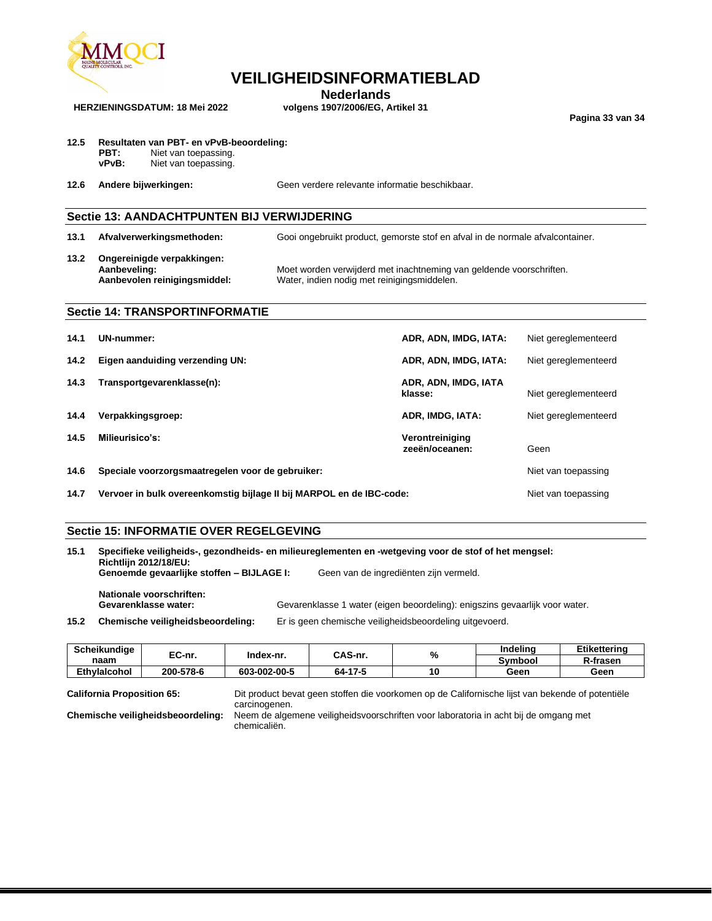**12.5 Resultaten van PBT- en vPvB-beoordeling:**
**PBT:** Niet van toepassing.
**vPvB:** Niet van toepassing.

**12.6 Andere bijwerkingen:** Geen verdere relevante informatie beschikbaar.

## Sectie 13: AANDACHTPUNTEN BIJ VERWIJDERING

**13.1 Afvalverwerkingsmethoden:** Gooi ongebruikt product, gemorste stof en afval in de normale afvalcontainer.

**13.2 Ongereinigde verpakkingen:**
**Aanbeveling:** Moet worden verwijderd met inachtneming van geldende voorschriften.
**Aanbevolen reinigingsmiddel:** Water, indien nodig met reinigingsmiddelen.

## Sectie 14: TRANSPORTINFORMATIE

| | | | |
|---|---|---|---|
| **14.1** | **UN-nummer:** | **ADR, ADN, IMDG, IATA:** | Niet gereglementeerd |
| **14.2** | **Eigen aanduiding verzending UN:** | **ADR, ADN, IMDG, IATA:** | Niet gereglementeerd |
| **14.3** | **Transportgevarenklasse(n):** | **ADR, ADN, IMDG, IATA klasse:** | Niet gereglementeerd |
| **14.4** | **Verpakkingsgroep:** | **ADR, IMDG, IATA:** | Niet gereglementeerd |
| **14.5** | **Milieurisico's:** | **Verontreiniging zeeën/oceanen:** | Geen |
| **14.6** | **Speciale voorzorgsmaatregelen voor de gebruiker:** | | Niet van toepassing |
| **14.7** | **Vervoer in bulk overeenkomstig bijlage II bij MARPOL en de IBC-code:** | | Niet van toepassing |

## Sectie 15: INFORMATIE OVER REGELGEVING

**15.1 Specifieke veiligheids-, gezondheids- en milieureglementen en -wetgeving voor de stof of het mengsel:**
**Richtlijn 2012/18/EU:**
**Genoemde gevaarlijke stoffen – BIJLAGE I:** Geen van de ingrediënten zijn vermeld.

**Nationale voorschriften:**
**Gevarenklasse water:** Gevarenklasse 1 water (eigen beoordeling): enigszins gevaarlijk voor water.

**15.2 Chemische veiligheidsbeoordeling:** Er is geen chemische veiligheidsbeoordeling uitgevoerd.

| Scheikundige naam | EC-nr. | Index-nr. | CAS-nr. | % | Indeling | Etikettering |
|---|---|---|---|---|---|---|
| | | | | | Symbool | R-frasen |
| Ethylalcohol | 200-578-6 | 603-002-00-5 | 64-17-5 | 10 | Geen | Geen |

**California Proposition 65:** Dit product bevat geen stoffen die voorkomen op de Californische lijst van bekende of potentiële carcinogenen.

**Chemische veiligheidsbeoordeling:** Neem de algemene veiligheidsvoorschriften voor laboratoria in acht bij de omgang met chemicaliën.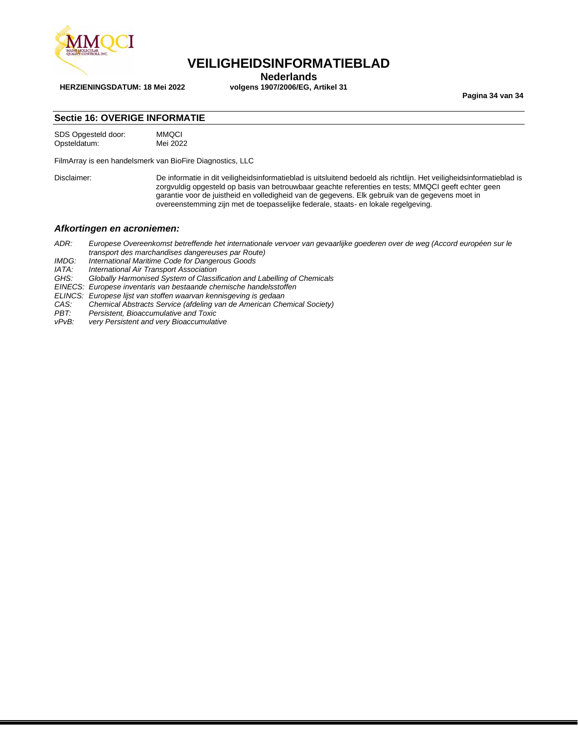## Sectie 16: OVERIGE INFORMATIE

| | |
|---|---|
| SDS Opgesteld door: | MMQCI |
| Opsteldatum: | Mei 2022 |

FilmArray is een handelsmerk van BioFire Diagnostics, LLC

Disclaimer: De informatie in dit veiligheidsinformatieblad is uitsluitend bedoeld als richtlijn. Het veiligheidsinformatieblad is zorgvuldig opgesteld op basis van betrouwbaar geachte referenties en tests; MMQCI geeft echter geen garantie voor de juistheid en volledigheid van de gegevens. Elk gebruik van de gegevens moet in overeenstemming zijn met de toepasselijke federale, staats- en lokale regelgeving.

### *Afkortingen en acroniemen:*

*ADR: Europese Overeenkomst betreffende het internationale vervoer van gevaarlijke goederen over de weg (Accord européen sur le transport des marchandises dangereuses par Route)*
*IMDG: International Maritime Code for Dangerous Goods*
*IATA: International Air Transport Association*
*GHS: Globally Harmonised System of Classification and Labelling of Chemicals*
*EINECS: Europese inventaris van bestaande chemische handelsstoffen*
*ELINCS: Europese lijst van stoffen waarvan kennisgeving is gedaan*
*CAS: Chemical Abstracts Service (afdeling van de American Chemical Society)*
*PBT: Persistent, Bioaccumulative and Toxic*
*vPvB: very Persistent and very Bioaccumulative*